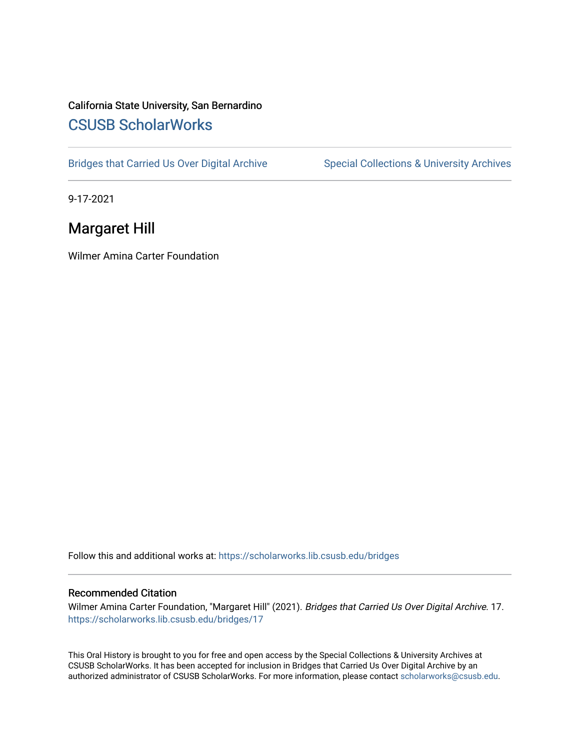California State University, San Bernardino

# CSUSB ScholarWorks

Bridges that Carried Us Over Digital Archive

Special Collections & University Archives

9-17-2021

## Margaret Hill

Wilmer Amina Carter Foundation

Follow this and additional works at: https://scholarworks.lib.csusb.edu/bridges

### Recommended Citation

Wilmer Amina Carter Foundation, "Margaret Hill" (2021). *Bridges that Carried Us Over Digital Archive*. 17.
https://scholarworks.lib.csusb.edu/bridges/17

This Oral History is brought to you for free and open access by the Special Collections & University Archives at CSUSB ScholarWorks. It has been accepted for inclusion in Bridges that Carried Us Over Digital Archive by an authorized administrator of CSUSB ScholarWorks. For more information, please contact scholarworks@csusb.edu.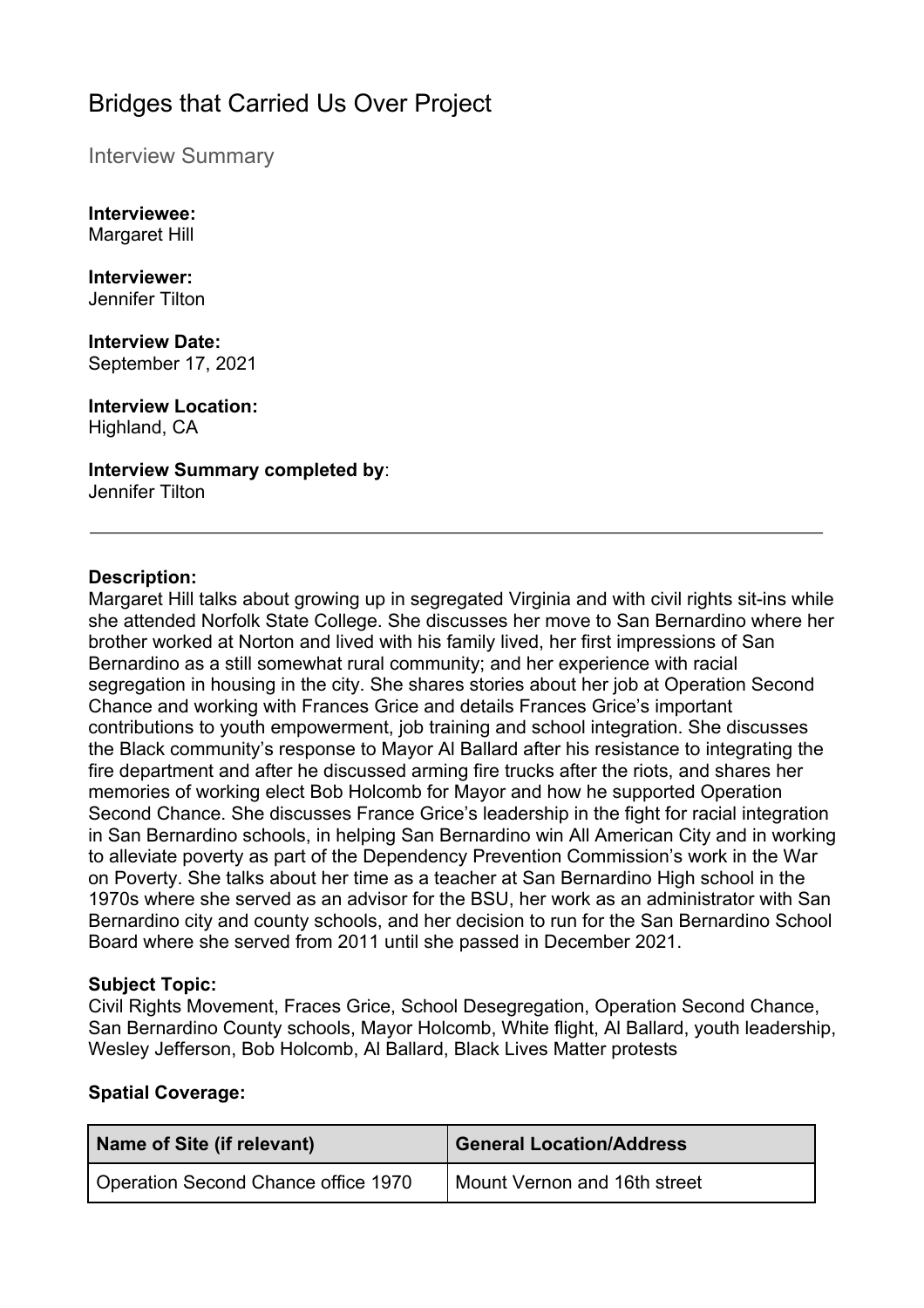# Bridges that Carried Us Over Project

## Interview Summary

**Interviewee:**
Margaret Hill

**Interviewer:**
Jennifer Tilton

**Interview Date:**
September 17, 2021

**Interview Location:**
Highland, CA

**Interview Summary completed by**:
Jennifer Tilton

---

**Description:**
Margaret Hill talks about growing up in segregated Virginia and with civil rights sit-ins while she attended Norfolk State College. She discusses her move to San Bernardino where her brother worked at Norton and lived with his family lived, her first impressions of San Bernardino as a still somewhat rural community; and her experience with racial segregation in housing in the city. She shares stories about her job at Operation Second Chance and working with Frances Grice and details Frances Grice's important contributions to youth empowerment, job training and school integration. She discusses the Black community's response to Mayor Al Ballard after his resistance to integrating the fire department and after he discussed arming fire trucks after the riots, and shares her memories of working elect Bob Holcomb for Mayor and how he supported Operation Second Chance. She discusses France Grice's leadership in the fight for racial integration in San Bernardino schools, in helping San Bernardino win All American City and in working to alleviate poverty as part of the Dependency Prevention Commission's work in the War on Poverty. She talks about her time as a teacher at San Bernardino High school in the 1970s where she served as an advisor for the BSU, her work as an administrator with San Bernardino city and county schools, and her decision to run for the San Bernardino School Board where she served from 2011 until she passed in December 2021.

**Subject Topic:**
Civil Rights Movement, Fraces Grice, School Desegregation, Operation Second Chance, San Bernardino County schools, Mayor Holcomb, White flight, Al Ballard, youth leadership, Wesley Jefferson, Bob Holcomb, Al Ballard, Black Lives Matter protests

**Spatial Coverage:**

| Name of Site (if relevant) | General Location/Address |
|---|---|
| Operation Second Chance office 1970 | Mount Vernon and 16th street |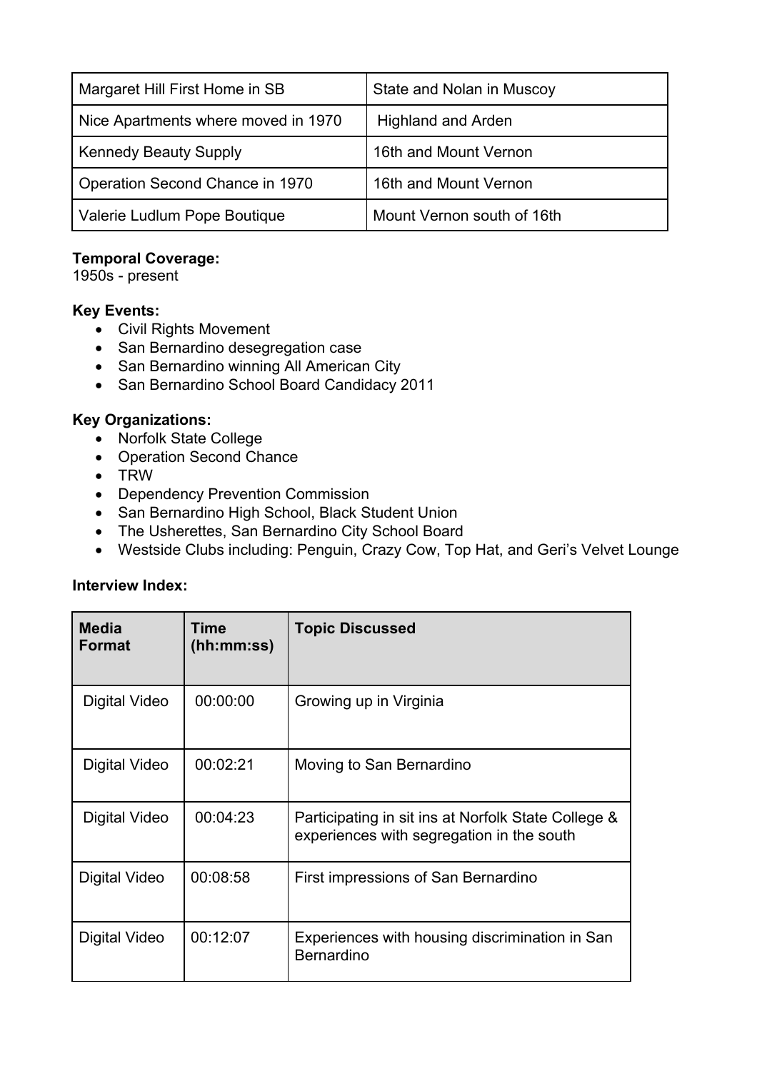| | |
|---|---|
| Margaret Hill First Home in SB | State and Nolan in Muscoy |
| Nice Apartments where moved in 1970 | Highland and Arden |
| Kennedy Beauty Supply | 16th and Mount Vernon |
| Operation Second Chance in 1970 | 16th and Mount Vernon |
| Valerie Ludlum Pope Boutique | Mount Vernon south of 16th |

**Temporal Coverage:**
1950s - present

**Key Events:**

- Civil Rights Movement
- San Bernardino desegregation case
- San Bernardino winning All American City
- San Bernardino School Board Candidacy 2011

**Key Organizations:**

- Norfolk State College
- Operation Second Chance
- TRW
- Dependency Prevention Commission
- San Bernardino High School, Black Student Union
- The Usherettes, San Bernardino City School Board
- Westside Clubs including: Penguin, Crazy Cow, Top Hat, and Geri's Velvet Lounge

**Interview Index:**

| Media Format | Time (hh:mm:ss) | Topic Discussed |
|---|---|---|
| Digital Video | 00:00:00 | Growing up in Virginia |
| Digital Video | 00:02:21 | Moving to San Bernardino |
| Digital Video | 00:04:23 | Participating in sit ins at Norfolk State College & experiences with segregation in the south |
| Digital Video | 00:08:58 | First impressions of San Bernardino |
| Digital Video | 00:12:07 | Experiences with housing discrimination in San Bernardino |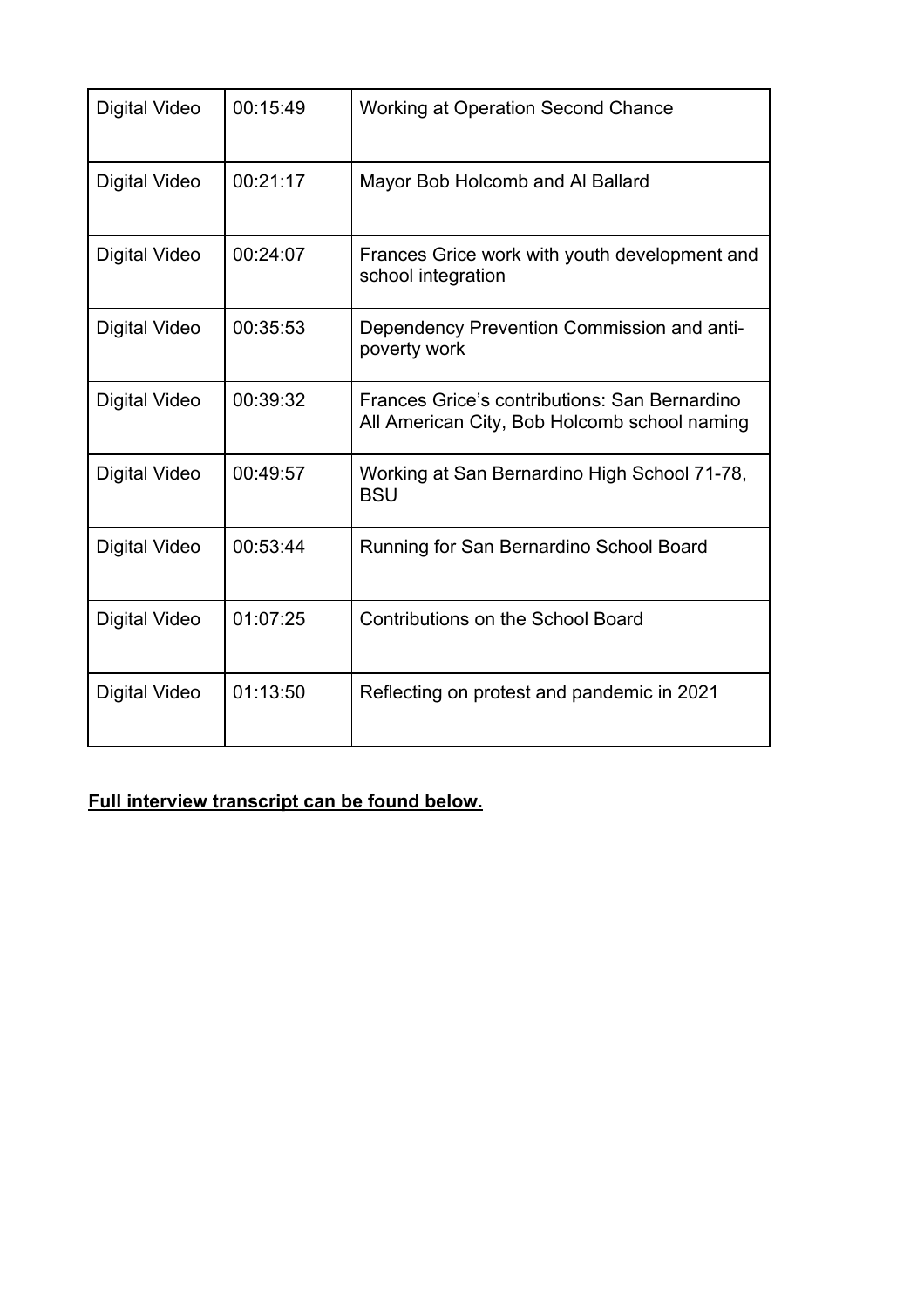| | | |
|---|---|---|
| Digital Video | 00:15:49 | Working at Operation Second Chance |
| Digital Video | 00:21:17 | Mayor Bob Holcomb and Al Ballard |
| Digital Video | 00:24:07 | Frances Grice work with youth development and school integration |
| Digital Video | 00:35:53 | Dependency Prevention Commission and anti-poverty work |
| Digital Video | 00:39:32 | Frances Grice's contributions: San Bernardino All American City, Bob Holcomb school naming |
| Digital Video | 00:49:57 | Working at San Bernardino High School 71-78, BSU |
| Digital Video | 00:53:44 | Running for San Bernardino School Board |
| Digital Video | 01:07:25 | Contributions on the School Board |
| Digital Video | 01:13:50 | Reflecting on protest and pandemic in 2021 |

**Full interview transcript can be found below.**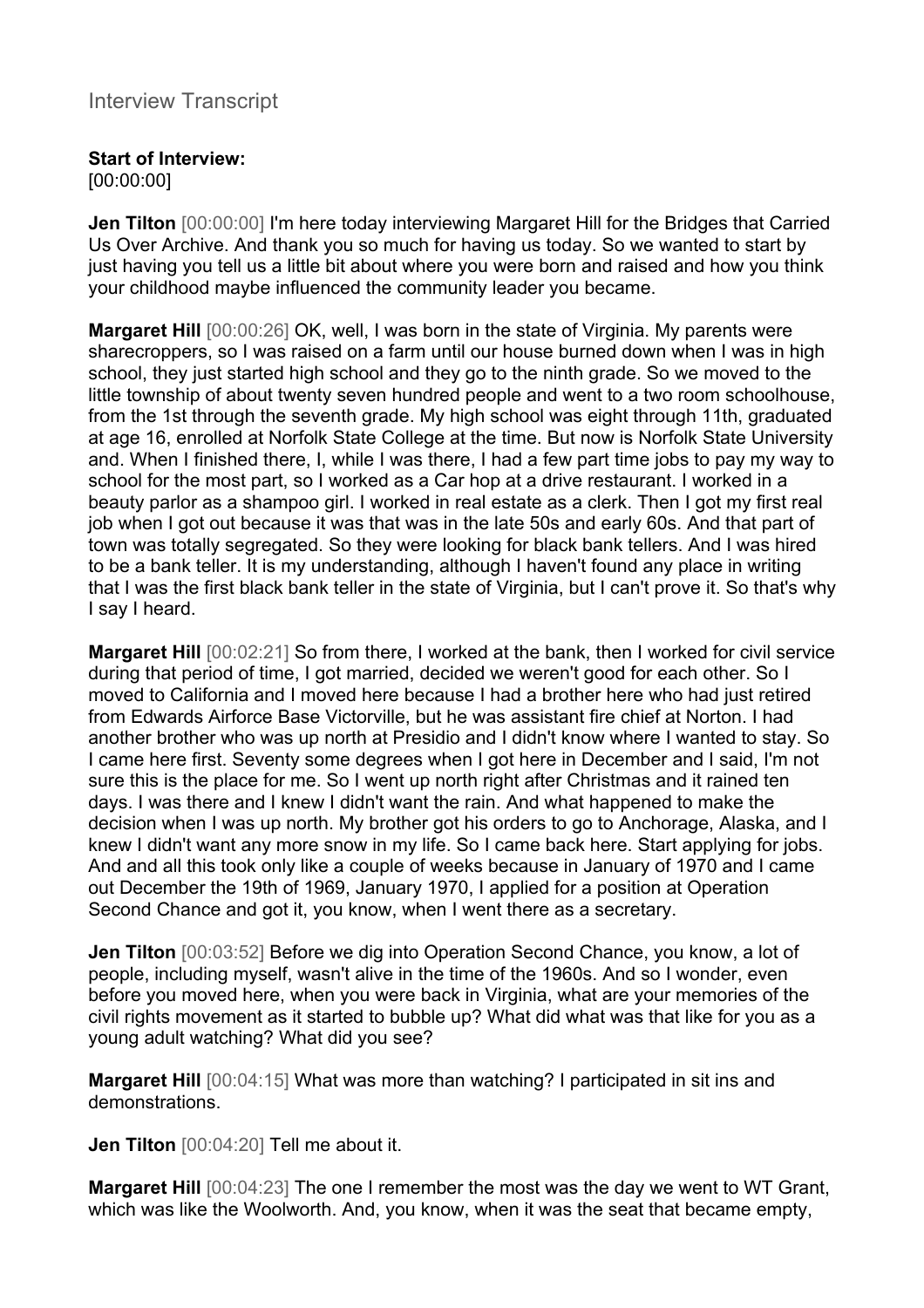Interview Transcript

**Start of Interview:**
[00:00:00]

**Jen Tilton** [00:00:00] I'm here today interviewing Margaret Hill for the Bridges that Carried Us Over Archive. And thank you so much for having us today. So we wanted to start by just having you tell us a little bit about where you were born and raised and how you think your childhood maybe influenced the community leader you became.

**Margaret Hill** [00:00:26] OK, well, I was born in the state of Virginia. My parents were sharecroppers, so I was raised on a farm until our house burned down when I was in high school, they just started high school and they go to the ninth grade. So we moved to the little township of about twenty seven hundred people and went to a two room schoolhouse, from the 1st through the seventh grade. My high school was eight through 11th, graduated at age 16, enrolled at Norfolk State College at the time. But now is Norfolk State University and. When I finished there, I, while I was there, I had a few part time jobs to pay my way to school for the most part, so I worked as a Car hop at a drive restaurant. I worked in a beauty parlor as a shampoo girl. I worked in real estate as a clerk. Then I got my first real job when I got out because it was that was in the late 50s and early 60s. And that part of town was totally segregated. So they were looking for black bank tellers. And I was hired to be a bank teller. It is my understanding, although I haven't found any place in writing that I was the first black bank teller in the state of Virginia, but I can't prove it. So that's why I say I heard.

**Margaret Hill** [00:02:21] So from there, I worked at the bank, then I worked for civil service during that period of time, I got married, decided we weren't good for each other. So I moved to California and I moved here because I had a brother here who had just retired from Edwards Airforce Base Victorville, but he was assistant fire chief at Norton. I had another brother who was up north at Presidio and I didn't know where I wanted to stay. So I came here first. Seventy some degrees when I got here in December and I said, I'm not sure this is the place for me. So I went up north right after Christmas and it rained ten days. I was there and I knew I didn't want the rain. And what happened to make the decision when I was up north. My brother got his orders to go to Anchorage, Alaska, and I knew I didn't want any more snow in my life. So I came back here. Start applying for jobs. And and all this took only like a couple of weeks because in January of 1970 and I came out December the 19th of 1969, January 1970, I applied for a position at Operation Second Chance and got it, you know, when I went there as a secretary.

**Jen Tilton** [00:03:52] Before we dig into Operation Second Chance, you know, a lot of people, including myself, wasn't alive in the time of the 1960s. And so I wonder, even before you moved here, when you were back in Virginia, what are your memories of the civil rights movement as it started to bubble up? What did what was that like for you as a young adult watching? What did you see?

**Margaret Hill** [00:04:15] What was more than watching? I participated in sit ins and demonstrations.

**Jen Tilton** [00:04:20] Tell me about it.

**Margaret Hill** [00:04:23] The one I remember the most was the day we went to WT Grant, which was like the Woolworth. And, you know, when it was the seat that became empty,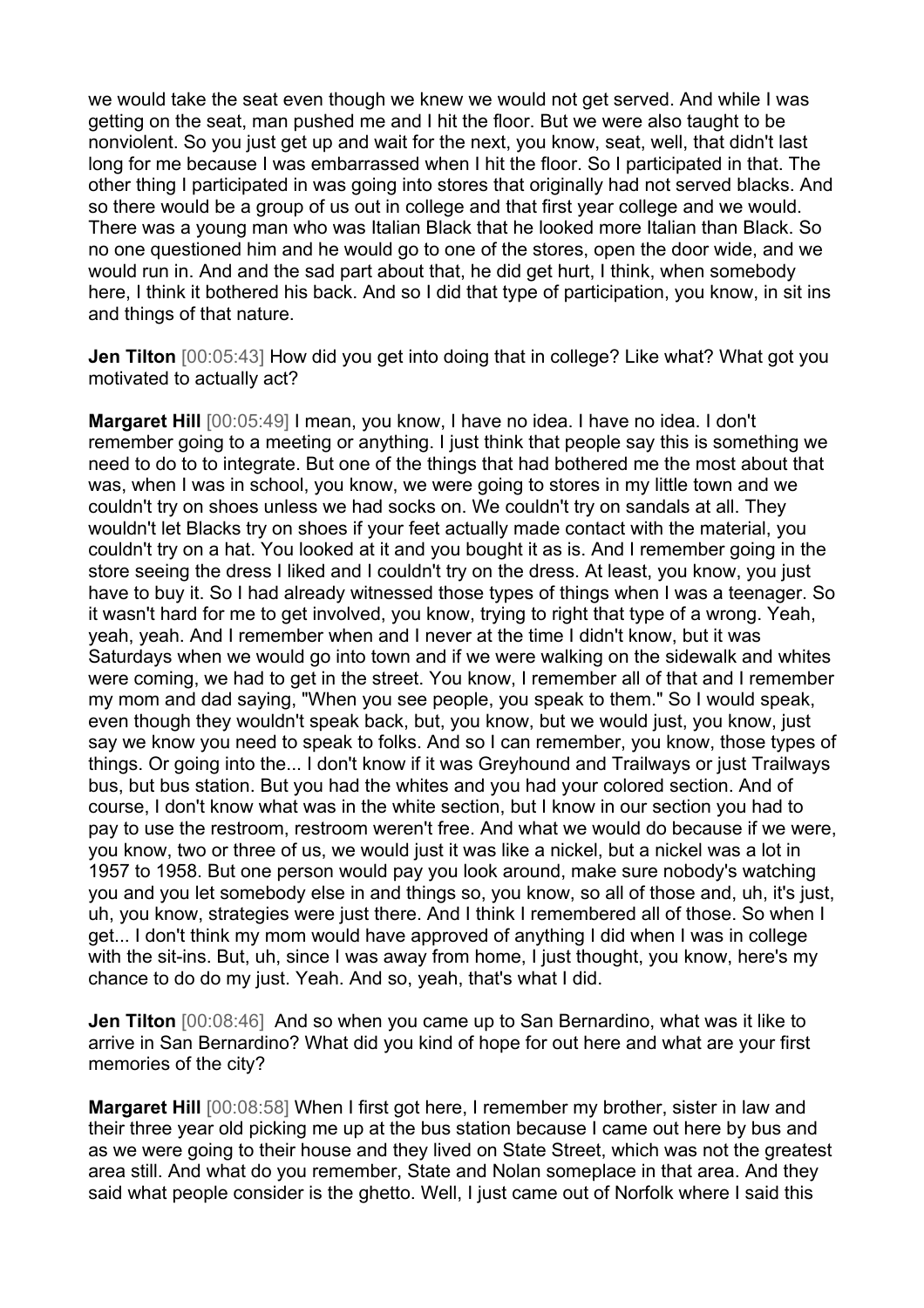we would take the seat even though we knew we would not get served. And while I was getting on the seat, man pushed me and I hit the floor. But we were also taught to be nonviolent. So you just get up and wait for the next, you know, seat, well, that didn't last long for me because I was embarrassed when I hit the floor. So I participated in that. The other thing I participated in was going into stores that originally had not served blacks. And so there would be a group of us out in college and that first year college and we would. There was a young man who was Italian Black that he looked more Italian than Black. So no one questioned him and he would go to one of the stores, open the door wide, and we would run in. And and the sad part about that, he did get hurt, I think, when somebody here, I think it bothered his back. And so I did that type of participation, you know, in sit ins and things of that nature.

**Jen Tilton** [00:05:43] How did you get into doing that in college? Like what? What got you motivated to actually act?

**Margaret Hill** [00:05:49] I mean, you know, I have no idea. I have no idea. I don't remember going to a meeting or anything. I just think that people say this is something we need to do to to integrate. But one of the things that had bothered me the most about that was, when I was in school, you know, we were going to stores in my little town and we couldn't try on shoes unless we had socks on. We couldn't try on sandals at all. They wouldn't let Blacks try on shoes if your feet actually made contact with the material, you couldn't try on a hat. You looked at it and you bought it as is. And I remember going in the store seeing the dress I liked and I couldn't try on the dress. At least, you know, you just have to buy it. So I had already witnessed those types of things when I was a teenager. So it wasn't hard for me to get involved, you know, trying to right that type of a wrong. Yeah, yeah, yeah. And I remember when and I never at the time I didn't know, but it was Saturdays when we would go into town and if we were walking on the sidewalk and whites were coming, we had to get in the street. You know, I remember all of that and I remember my mom and dad saying, "When you see people, you speak to them." So I would speak, even though they wouldn't speak back, but, you know, but we would just, you know, just say we know you need to speak to folks. And so I can remember, you know, those types of things. Or going into the... I don't know if it was Greyhound and Trailways or just Trailways bus, but bus station. But you had the whites and you had your colored section. And of course, I don't know what was in the white section, but I know in our section you had to pay to use the restroom, restroom weren't free. And what we would do because if we were, you know, two or three of us, we would just it was like a nickel, but a nickel was a lot in 1957 to 1958. But one person would pay you look around, make sure nobody's watching you and you let somebody else in and things so, you know, so all of those and, uh, it's just, uh, you know, strategies were just there. And I think I remembered all of those. So when I get... I don't think my mom would have approved of anything I did when I was in college with the sit-ins. But, uh, since I was away from home, I just thought, you know, here's my chance to do do my just. Yeah. And so, yeah, that's what I did.

**Jen Tilton** [00:08:46] And so when you came up to San Bernardino, what was it like to arrive in San Bernardino? What did you kind of hope for out here and what are your first memories of the city?

**Margaret Hill** [00:08:58] When I first got here, I remember my brother, sister in law and their three year old picking me up at the bus station because I came out here by bus and as we were going to their house and they lived on State Street, which was not the greatest area still. And what do you remember, State and Nolan someplace in that area. And they said what people consider is the ghetto. Well, I just came out of Norfolk where I said this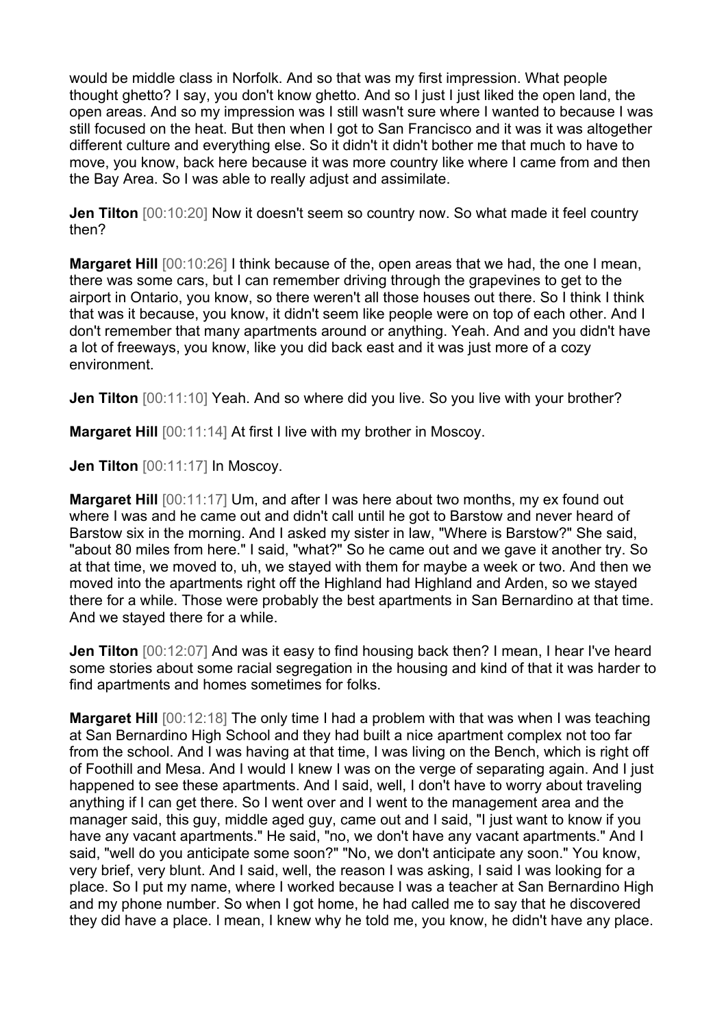would be middle class in Norfolk. And so that was my first impression. What people thought ghetto? I say, you don't know ghetto. And so I just I just liked the open land, the open areas. And so my impression was I still wasn't sure where I wanted to because I was still focused on the heat. But then when I got to San Francisco and it was it was altogether different culture and everything else. So it didn't it didn't bother me that much to have to move, you know, back here because it was more country like where I came from and then the Bay Area. So I was able to really adjust and assimilate.

**Jen Tilton** [00:10:20] Now it doesn't seem so country now. So what made it feel country then?

**Margaret Hill** [00:10:26] I think because of the, open areas that we had, the one I mean, there was some cars, but I can remember driving through the grapevines to get to the airport in Ontario, you know, so there weren't all those houses out there. So I think I think that was it because, you know, it didn't seem like people were on top of each other. And I don't remember that many apartments around or anything. Yeah. And and you didn't have a lot of freeways, you know, like you did back east and it was just more of a cozy environment.

**Jen Tilton** [00:11:10] Yeah. And so where did you live. So you live with your brother?

**Margaret Hill** [00:11:14] At first I live with my brother in Moscoy.

**Jen Tilton** [00:11:17] In Moscoy.

**Margaret Hill** [00:11:17] Um, and after I was here about two months, my ex found out where I was and he came out and didn't call until he got to Barstow and never heard of Barstow six in the morning. And I asked my sister in law, "Where is Barstow?" She said, "about 80 miles from here." I said, "what?" So he came out and we gave it another try. So at that time, we moved to, uh, we stayed with them for maybe a week or two. And then we moved into the apartments right off the Highland had Highland and Arden, so we stayed there for a while. Those were probably the best apartments in San Bernardino at that time. And we stayed there for a while.

**Jen Tilton** [00:12:07] And was it easy to find housing back then? I mean, I hear I've heard some stories about some racial segregation in the housing and kind of that it was harder to find apartments and homes sometimes for folks.

**Margaret Hill** [00:12:18] The only time I had a problem with that was when I was teaching at San Bernardino High School and they had built a nice apartment complex not too far from the school. And I was having at that time, I was living on the Bench, which is right off of Foothill and Mesa. And I would I knew I was on the verge of separating again. And I just happened to see these apartments. And I said, well, I don't have to worry about traveling anything if I can get there. So I went over and I went to the management area and the manager said, this guy, middle aged guy, came out and I said, "I just want to know if you have any vacant apartments." He said, "no, we don't have any vacant apartments." And I said, "well do you anticipate some soon?" "No, we don't anticipate any soon." You know, very brief, very blunt. And I said, well, the reason I was asking, I said I was looking for a place. So I put my name, where I worked because I was a teacher at San Bernardino High and my phone number. So when I got home, he had called me to say that he discovered they did have a place. I mean, I knew why he told me, you know, he didn't have any place.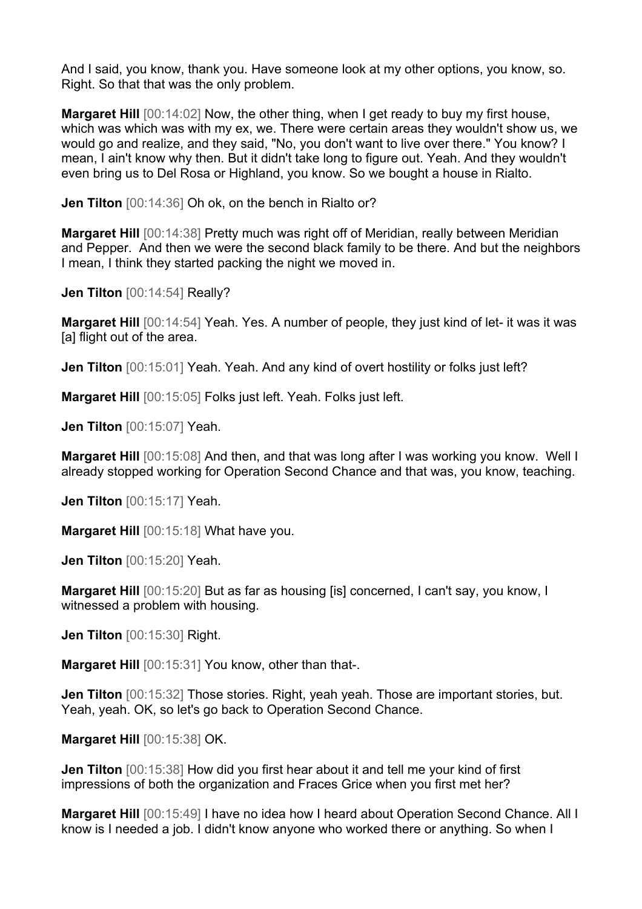And I said, you know, thank you. Have someone look at my other options, you know, so. Right. So that that was the only problem.

**Margaret Hill** [00:14:02] Now, the other thing, when I get ready to buy my first house, which was which was with my ex, we. There were certain areas they wouldn't show us, we would go and realize, and they said, "No, you don't want to live over there." You know? I mean, I ain't know why then. But it didn't take long to figure out. Yeah. And they wouldn't even bring us to Del Rosa or Highland, you know. So we bought a house in Rialto.

**Jen Tilton** [00:14:36] Oh ok, on the bench in Rialto or?

**Margaret Hill** [00:14:38] Pretty much was right off of Meridian, really between Meridian and Pepper. And then we were the second black family to be there. And but the neighbors I mean, I think they started packing the night we moved in.

**Jen Tilton** [00:14:54] Really?

**Margaret Hill** [00:14:54] Yeah. Yes. A number of people, they just kind of let- it was it was [a] flight out of the area.

**Jen Tilton** [00:15:01] Yeah. Yeah. And any kind of overt hostility or folks just left?

**Margaret Hill** [00:15:05] Folks just left. Yeah. Folks just left.

**Jen Tilton** [00:15:07] Yeah.

**Margaret Hill** [00:15:08] And then, and that was long after I was working you know. Well I already stopped working for Operation Second Chance and that was, you know, teaching.

**Jen Tilton** [00:15:17] Yeah.

**Margaret Hill** [00:15:18] What have you.

**Jen Tilton** [00:15:20] Yeah.

**Margaret Hill** [00:15:20] But as far as housing [is] concerned, I can't say, you know, I witnessed a problem with housing.

**Jen Tilton** [00:15:30] Right.

**Margaret Hill** [00:15:31] You know, other than that-.

**Jen Tilton** [00:15:32] Those stories. Right, yeah yeah. Those are important stories, but. Yeah, yeah. OK, so let's go back to Operation Second Chance.

**Margaret Hill** [00:15:38] OK.

**Jen Tilton** [00:15:38] How did you first hear about it and tell me your kind of first impressions of both the organization and Fraces Grice when you first met her?

**Margaret Hill** [00:15:49] I have no idea how I heard about Operation Second Chance. All I know is I needed a job. I didn't know anyone who worked there or anything. So when I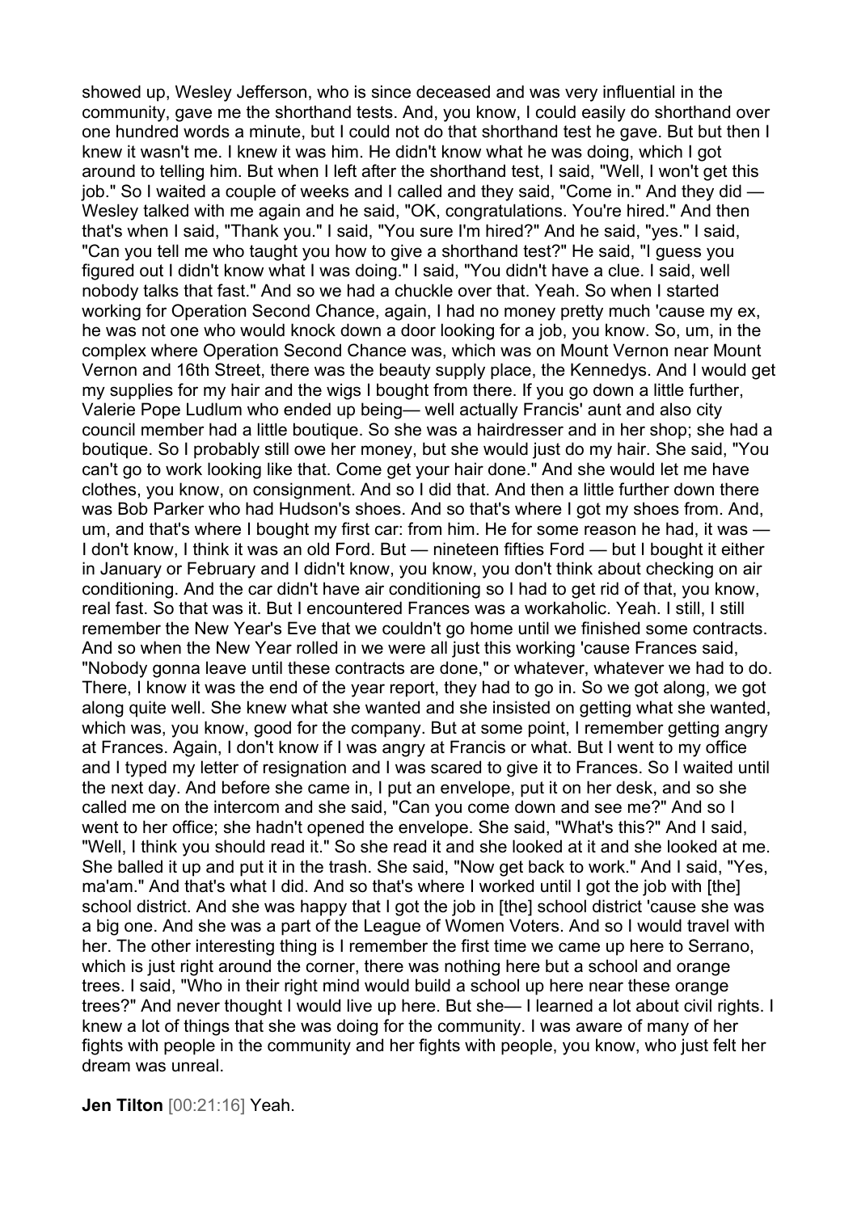showed up, Wesley Jefferson, who is since deceased and was very influential in the community, gave me the shorthand tests. And, you know, I could easily do shorthand over one hundred words a minute, but I could not do that shorthand test he gave. But but then I knew it wasn't me. I knew it was him. He didn't know what he was doing, which I got around to telling him. But when I left after the shorthand test, I said, "Well, I won't get this job." So I waited a couple of weeks and I called and they said, "Come in." And they did — Wesley talked with me again and he said, "OK, congratulations. You're hired." And then that's when I said, "Thank you." I said, "You sure I'm hired?" And he said, "yes." I said, "Can you tell me who taught you how to give a shorthand test?" He said, "I guess you figured out I didn't know what I was doing." I said, "You didn't have a clue. I said, well nobody talks that fast." And so we had a chuckle over that. Yeah. So when I started working for Operation Second Chance, again, I had no money pretty much 'cause my ex, he was not one who would knock down a door looking for a job, you know. So, um, in the complex where Operation Second Chance was, which was on Mount Vernon near Mount Vernon and 16th Street, there was the beauty supply place, the Kennedys. And I would get my supplies for my hair and the wigs I bought from there. If you go down a little further, Valerie Pope Ludlum who ended up being— well actually Francis' aunt and also city council member had a little boutique. So she was a hairdresser and in her shop; she had a boutique. So I probably still owe her money, but she would just do my hair. She said, "You can't go to work looking like that. Come get your hair done." And she would let me have clothes, you know, on consignment. And so I did that. And then a little further down there was Bob Parker who had Hudson's shoes. And so that's where I got my shoes from. And, um, and that's where I bought my first car: from him. He for some reason he had, it was — I don't know, I think it was an old Ford. But — nineteen fifties Ford — but I bought it either in January or February and I didn't know, you know, you don't think about checking on air conditioning. And the car didn't have air conditioning so I had to get rid of that, you know, real fast. So that was it. But I encountered Frances was a workaholic. Yeah. I still, I still remember the New Year's Eve that we couldn't go home until we finished some contracts. And so when the New Year rolled in we were all just this working 'cause Frances said, "Nobody gonna leave until these contracts are done," or whatever, whatever we had to do. There, I know it was the end of the year report, they had to go in. So we got along, we got along quite well. She knew what she wanted and she insisted on getting what she wanted, which was, you know, good for the company. But at some point, I remember getting angry at Frances. Again, I don't know if I was angry at Francis or what. But I went to my office and I typed my letter of resignation and I was scared to give it to Frances. So I waited until the next day. And before she came in, I put an envelope, put it on her desk, and so she called me on the intercom and she said, "Can you come down and see me?" And so I went to her office; she hadn't opened the envelope. She said, "What's this?" And I said, "Well, I think you should read it." So she read it and she looked at it and she looked at me. She balled it up and put it in the trash. She said, "Now get back to work." And I said, "Yes, ma'am." And that's what I did. And so that's where I worked until I got the job with [the] school district. And she was happy that I got the job in [the] school district 'cause she was a big one. And she was a part of the League of Women Voters. And so I would travel with her. The other interesting thing is I remember the first time we came up here to Serrano, which is just right around the corner, there was nothing here but a school and orange trees. I said, "Who in their right mind would build a school up here near these orange trees?" And never thought I would live up here. But she— I learned a lot about civil rights. I knew a lot of things that she was doing for the community. I was aware of many of her fights with people in the community and her fights with people, you know, who just felt her dream was unreal.

**Jen Tilton** [00:21:16] Yeah.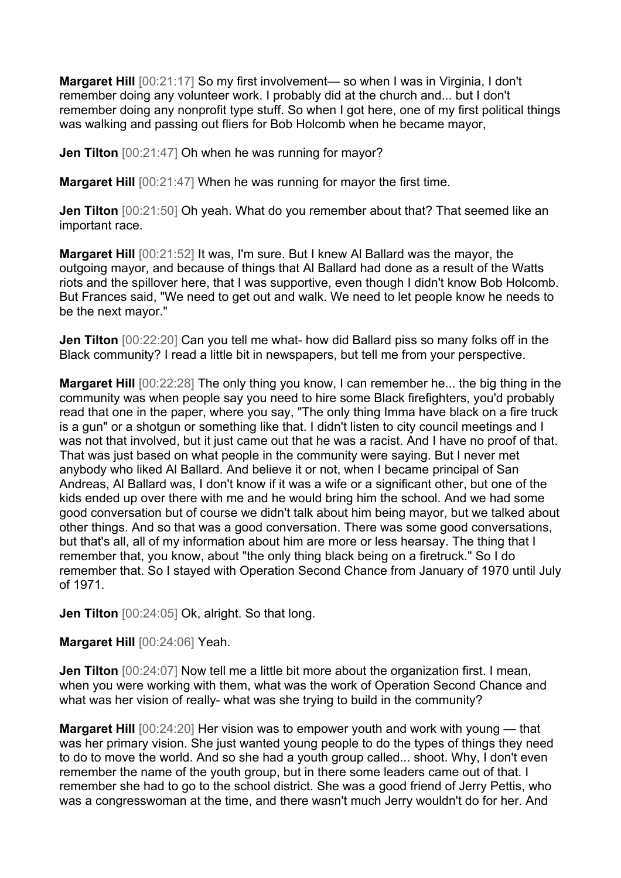**Margaret Hill** [00:21:17] So my first involvement— so when I was in Virginia, I don't remember doing any volunteer work. I probably did at the church and... but I don't remember doing any nonprofit type stuff. So when I got here, one of my first political things was walking and passing out fliers for Bob Holcomb when he became mayor,

**Jen Tilton** [00:21:47] Oh when he was running for mayor?

**Margaret Hill** [00:21:47] When he was running for mayor the first time.

**Jen Tilton** [00:21:50] Oh yeah. What do you remember about that? That seemed like an important race.

**Margaret Hill** [00:21:52] It was, I'm sure. But I knew Al Ballard was the mayor, the outgoing mayor, and because of things that Al Ballard had done as a result of the Watts riots and the spillover here, that I was supportive, even though I didn't know Bob Holcomb. But Frances said, "We need to get out and walk. We need to let people know he needs to be the next mayor."

**Jen Tilton** [00:22:20] Can you tell me what- how did Ballard piss so many folks off in the Black community? I read a little bit in newspapers, but tell me from your perspective.

**Margaret Hill** [00:22:28] The only thing you know, I can remember he... the big thing in the community was when people say you need to hire some Black firefighters, you'd probably read that one in the paper, where you say, "The only thing Imma have black on a fire truck is a gun" or a shotgun or something like that. I didn't listen to city council meetings and I was not that involved, but it just came out that he was a racist. And I have no proof of that. That was just based on what people in the community were saying. But I never met anybody who liked Al Ballard. And believe it or not, when I became principal of San Andreas, Al Ballard was, I don't know if it was a wife or a significant other, but one of the kids ended up over there with me and he would bring him the school. And we had some good conversation but of course we didn't talk about him being mayor, but we talked about other things. And so that was a good conversation. There was some good conversations, but that's all, all of my information about him are more or less hearsay. The thing that I remember that, you know, about "the only thing black being on a firetruck." So I do remember that. So I stayed with Operation Second Chance from January of 1970 until July of 1971.

**Jen Tilton** [00:24:05] Ok, alright. So that long.

**Margaret Hill** [00:24:06] Yeah.

**Jen Tilton** [00:24:07] Now tell me a little bit more about the organization first. I mean, when you were working with them, what was the work of Operation Second Chance and what was her vision of really- what was she trying to build in the community?

**Margaret Hill** [00:24:20] Her vision was to empower youth and work with young — that was her primary vision. She just wanted young people to do the types of things they need to do to move the world. And so she had a youth group called... shoot. Why, I don't even remember the name of the youth group, but in there some leaders came out of that. I remember she had to go to the school district. She was a good friend of Jerry Pettis, who was a congresswoman at the time, and there wasn't much Jerry wouldn't do for her. And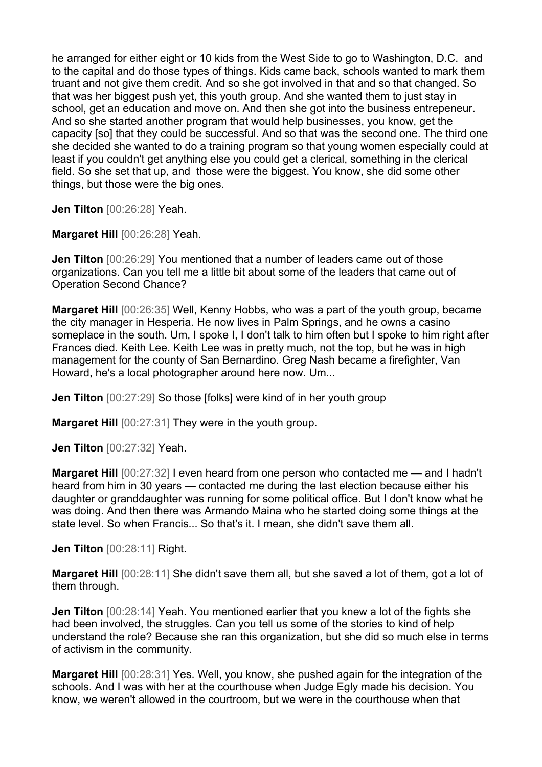he arranged for either eight or 10 kids from the West Side to go to Washington, D.C. and to the capital and do those types of things. Kids came back, schools wanted to mark them truant and not give them credit. And so she got involved in that and so that changed. So that was her biggest push yet, this youth group. And she wanted them to just stay in school, get an education and move on. And then she got into the business entrepeneur. And so she started another program that would help businesses, you know, get the capacity [so] that they could be successful. And so that was the second one. The third one she decided she wanted to do a training program so that young women especially could at least if you couldn't get anything else you could get a clerical, something in the clerical field. So she set that up, and those were the biggest. You know, she did some other things, but those were the big ones.

**Jen Tilton** [00:26:28] Yeah.

**Margaret Hill** [00:26:28] Yeah.

**Jen Tilton** [00:26:29] You mentioned that a number of leaders came out of those organizations. Can you tell me a little bit about some of the leaders that came out of Operation Second Chance?

**Margaret Hill** [00:26:35] Well, Kenny Hobbs, who was a part of the youth group, became the city manager in Hesperia. He now lives in Palm Springs, and he owns a casino someplace in the south. Um, I spoke I, I don't talk to him often but I spoke to him right after Frances died. Keith Lee. Keith Lee was in pretty much, not the top, but he was in high management for the county of San Bernardino. Greg Nash became a firefighter, Van Howard, he's a local photographer around here now. Um...

**Jen Tilton** [00:27:29] So those [folks] were kind of in her youth group

**Margaret Hill** [00:27:31] They were in the youth group.

**Jen Tilton** [00:27:32] Yeah.

**Margaret Hill** [00:27:32] I even heard from one person who contacted me — and I hadn't heard from him in 30 years — contacted me during the last election because either his daughter or granddaughter was running for some political office. But I don't know what he was doing. And then there was Armando Maina who he started doing some things at the state level. So when Francis... So that's it. I mean, she didn't save them all.

**Jen Tilton** [00:28:11] Right.

**Margaret Hill** [00:28:11] She didn't save them all, but she saved a lot of them, got a lot of them through.

**Jen Tilton** [00:28:14] Yeah. You mentioned earlier that you knew a lot of the fights she had been involved, the struggles. Can you tell us some of the stories to kind of help understand the role? Because she ran this organization, but she did so much else in terms of activism in the community.

**Margaret Hill** [00:28:31] Yes. Well, you know, she pushed again for the integration of the schools. And I was with her at the courthouse when Judge Egly made his decision. You know, we weren't allowed in the courtroom, but we were in the courthouse when that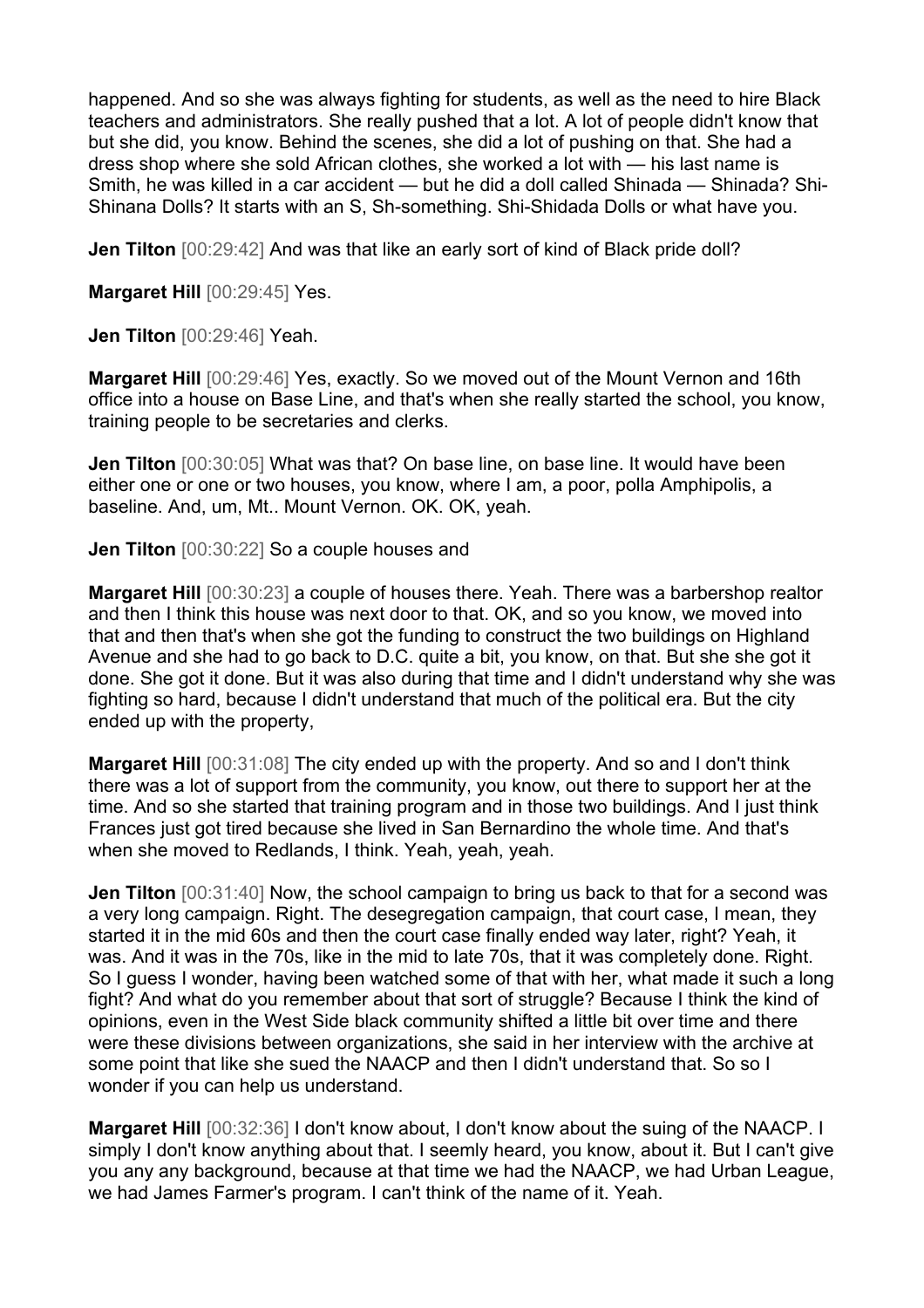happened. And so she was always fighting for students, as well as the need to hire Black teachers and administrators. She really pushed that a lot. A lot of people didn't know that but she did, you know. Behind the scenes, she did a lot of pushing on that. She had a dress shop where she sold African clothes, she worked a lot with — his last name is Smith, he was killed in a car accident — but he did a doll called Shinada — Shinada? Shi-Shinana Dolls? It starts with an S, Sh-something. Shi-Shidada Dolls or what have you.

**Jen Tilton** [00:29:42] And was that like an early sort of kind of Black pride doll?

**Margaret Hill** [00:29:45] Yes.

**Jen Tilton** [00:29:46] Yeah.

**Margaret Hill** [00:29:46] Yes, exactly. So we moved out of the Mount Vernon and 16th office into a house on Base Line, and that's when she really started the school, you know, training people to be secretaries and clerks.

**Jen Tilton** [00:30:05] What was that? On base line, on base line. It would have been either one or one or two houses, you know, where I am, a poor, polla Amphipolis, a baseline. And, um, Mt.. Mount Vernon. OK. OK, yeah.

**Jen Tilton** [00:30:22] So a couple houses and

**Margaret Hill** [00:30:23] a couple of houses there. Yeah. There was a barbershop realtor and then I think this house was next door to that. OK, and so you know, we moved into that and then that's when she got the funding to construct the two buildings on Highland Avenue and she had to go back to D.C. quite a bit, you know, on that. But she she got it done. She got it done. But it was also during that time and I didn't understand why she was fighting so hard, because I didn't understand that much of the political era. But the city ended up with the property,

**Margaret Hill** [00:31:08] The city ended up with the property. And so and I don't think there was a lot of support from the community, you know, out there to support her at the time. And so she started that training program and in those two buildings. And I just think Frances just got tired because she lived in San Bernardino the whole time. And that's when she moved to Redlands, I think. Yeah, yeah, yeah.

**Jen Tilton** [00:31:40] Now, the school campaign to bring us back to that for a second was a very long campaign. Right. The desegregation campaign, that court case, I mean, they started it in the mid 60s and then the court case finally ended way later, right? Yeah, it was. And it was in the 70s, like in the mid to late 70s, that it was completely done. Right. So I guess I wonder, having been watched some of that with her, what made it such a long fight? And what do you remember about that sort of struggle? Because I think the kind of opinions, even in the West Side black community shifted a little bit over time and there were these divisions between organizations, she said in her interview with the archive at some point that like she sued the NAACP and then I didn't understand that. So so I wonder if you can help us understand.

**Margaret Hill** [00:32:36] I don't know about, I don't know about the suing of the NAACP. I simply I don't know anything about that. I seemly heard, you know, about it. But I can't give you any any background, because at that time we had the NAACP, we had Urban League, we had James Farmer's program. I can't think of the name of it. Yeah.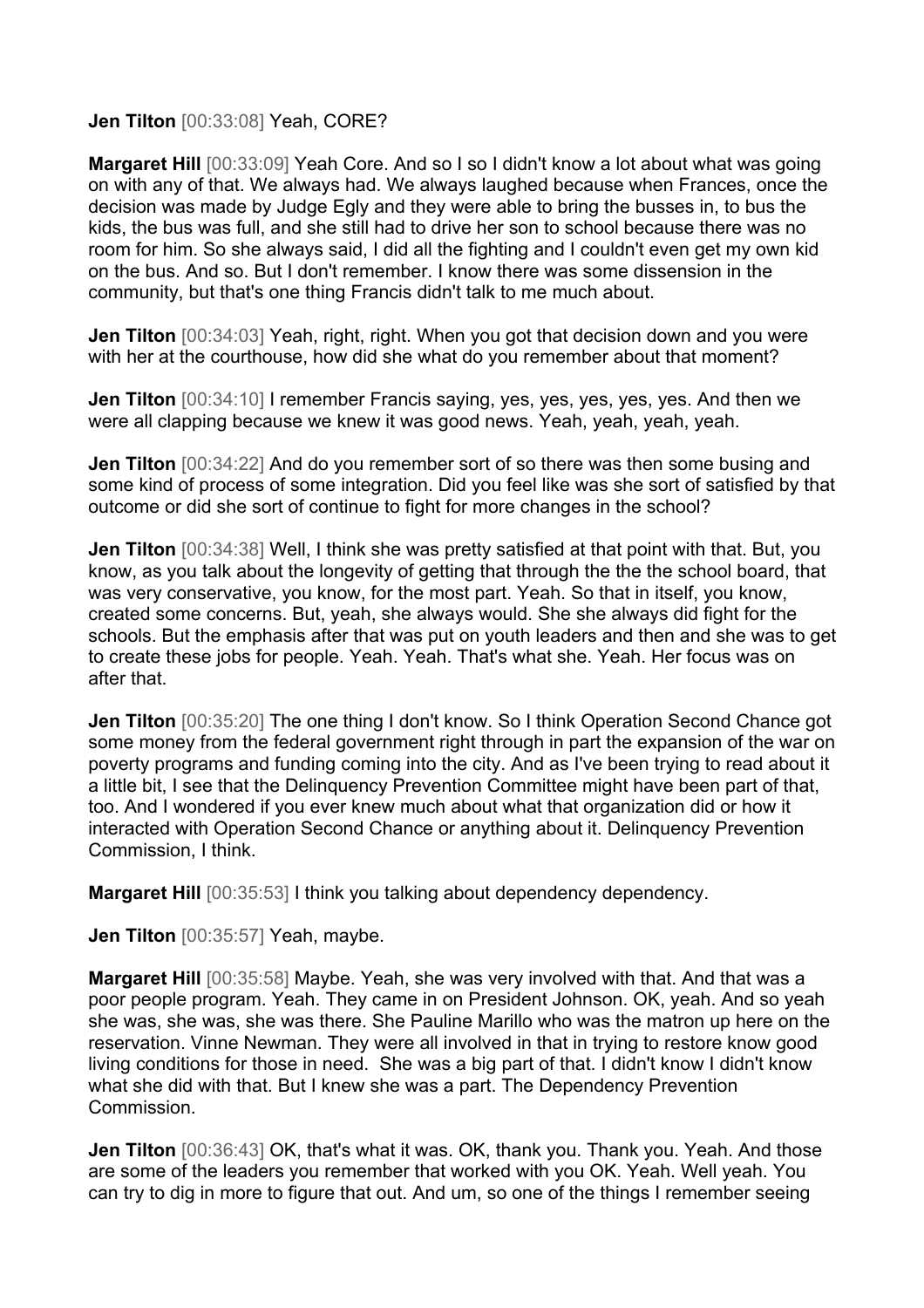**Jen Tilton** [00:33:08] Yeah, CORE?

**Margaret Hill** [00:33:09] Yeah Core. And so I so I didn't know a lot about what was going on with any of that. We always had. We always laughed because when Frances, once the decision was made by Judge Egly and they were able to bring the busses in, to bus the kids, the bus was full, and she still had to drive her son to school because there was no room for him. So she always said, I did all the fighting and I couldn't even get my own kid on the bus. And so. But I don't remember. I know there was some dissension in the community, but that's one thing Francis didn't talk to me much about.

**Jen Tilton** [00:34:03] Yeah, right, right. When you got that decision down and you were with her at the courthouse, how did she what do you remember about that moment?

**Jen Tilton** [00:34:10] I remember Francis saying, yes, yes, yes, yes, yes. And then we were all clapping because we knew it was good news. Yeah, yeah, yeah, yeah.

**Jen Tilton** [00:34:22] And do you remember sort of so there was then some busing and some kind of process of some integration. Did you feel like was she sort of satisfied by that outcome or did she sort of continue to fight for more changes in the school?

**Jen Tilton** [00:34:38] Well, I think she was pretty satisfied at that point with that. But, you know, as you talk about the longevity of getting that through the the the school board, that was very conservative, you know, for the most part. Yeah. So that in itself, you know, created some concerns. But, yeah, she always would. She she always did fight for the schools. But the emphasis after that was put on youth leaders and then and she was to get to create these jobs for people. Yeah. Yeah. That's what she. Yeah. Her focus was on after that.

**Jen Tilton** [00:35:20] The one thing I don't know. So I think Operation Second Chance got some money from the federal government right through in part the expansion of the war on poverty programs and funding coming into the city. And as I've been trying to read about it a little bit, I see that the Delinquency Prevention Committee might have been part of that, too. And I wondered if you ever knew much about what that organization did or how it interacted with Operation Second Chance or anything about it. Delinquency Prevention Commission, I think.

**Margaret Hill** [00:35:53] I think you talking about dependency dependency.

**Jen Tilton** [00:35:57] Yeah, maybe.

**Margaret Hill** [00:35:58] Maybe. Yeah, she was very involved with that. And that was a poor people program. Yeah. They came in on President Johnson. OK, yeah. And so yeah she was, she was, she was there. She Pauline Marillo who was the matron up here on the reservation. Vinne Newman. They were all involved in that in trying to restore know good living conditions for those in need. She was a big part of that. I didn't know I didn't know what she did with that. But I knew she was a part. The Dependency Prevention Commission.

**Jen Tilton** [00:36:43] OK, that's what it was. OK, thank you. Thank you. Yeah. And those are some of the leaders you remember that worked with you OK. Yeah. Well yeah. You can try to dig in more to figure that out. And um, so one of the things I remember seeing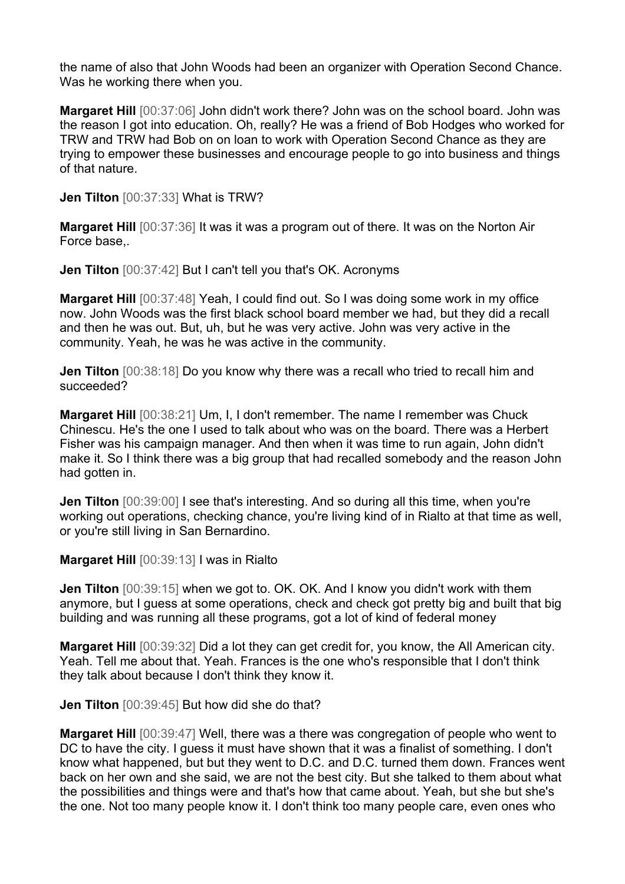the name of also that John Woods had been an organizer with Operation Second Chance. Was he working there when you.

**Margaret Hill** [00:37:06] John didn't work there? John was on the school board. John was the reason I got into education. Oh, really? He was a friend of Bob Hodges who worked for TRW and TRW had Bob on on loan to work with Operation Second Chance as they are trying to empower these businesses and encourage people to go into business and things of that nature.

**Jen Tilton** [00:37:33] What is TRW?

**Margaret Hill** [00:37:36] It was it was a program out of there. It was on the Norton Air Force base,.

**Jen Tilton** [00:37:42] But I can't tell you that's OK. Acronyms

**Margaret Hill** [00:37:48] Yeah, I could find out. So I was doing some work in my office now. John Woods was the first black school board member we had, but they did a recall and then he was out. But, uh, but he was very active. John was very active in the community. Yeah, he was he was active in the community.

**Jen Tilton** [00:38:18] Do you know why there was a recall who tried to recall him and succeeded?

**Margaret Hill** [00:38:21] Um, I, I don't remember. The name I remember was Chuck Chinescu. He's the one I used to talk about who was on the board. There was a Herbert Fisher was his campaign manager. And then when it was time to run again, John didn't make it. So I think there was a big group that had recalled somebody and the reason John had gotten in.

**Jen Tilton** [00:39:00] I see that's interesting. And so during all this time, when you're working out operations, checking chance, you're living kind of in Rialto at that time as well, or you're still living in San Bernardino.

**Margaret Hill** [00:39:13] I was in Rialto

**Jen Tilton** [00:39:15] when we got to. OK. OK. And I know you didn't work with them anymore, but I guess at some operations, check and check got pretty big and built that big building and was running all these programs, got a lot of kind of federal money

**Margaret Hill** [00:39:32] Did a lot they can get credit for, you know, the All American city. Yeah. Tell me about that. Yeah. Frances is the one who's responsible that I don't think they talk about because I don't think they know it.

**Jen Tilton** [00:39:45] But how did she do that?

**Margaret Hill** [00:39:47] Well, there was a there was congregation of people who went to DC to have the city. I guess it must have shown that it was a finalist of something. I don't know what happened, but but they went to D.C. and D.C. turned them down. Frances went back on her own and she said, we are not the best city. But she talked to them about what the possibilities and things were and that's how that came about. Yeah, but she but she's the one. Not too many people know it. I don't think too many people care, even ones who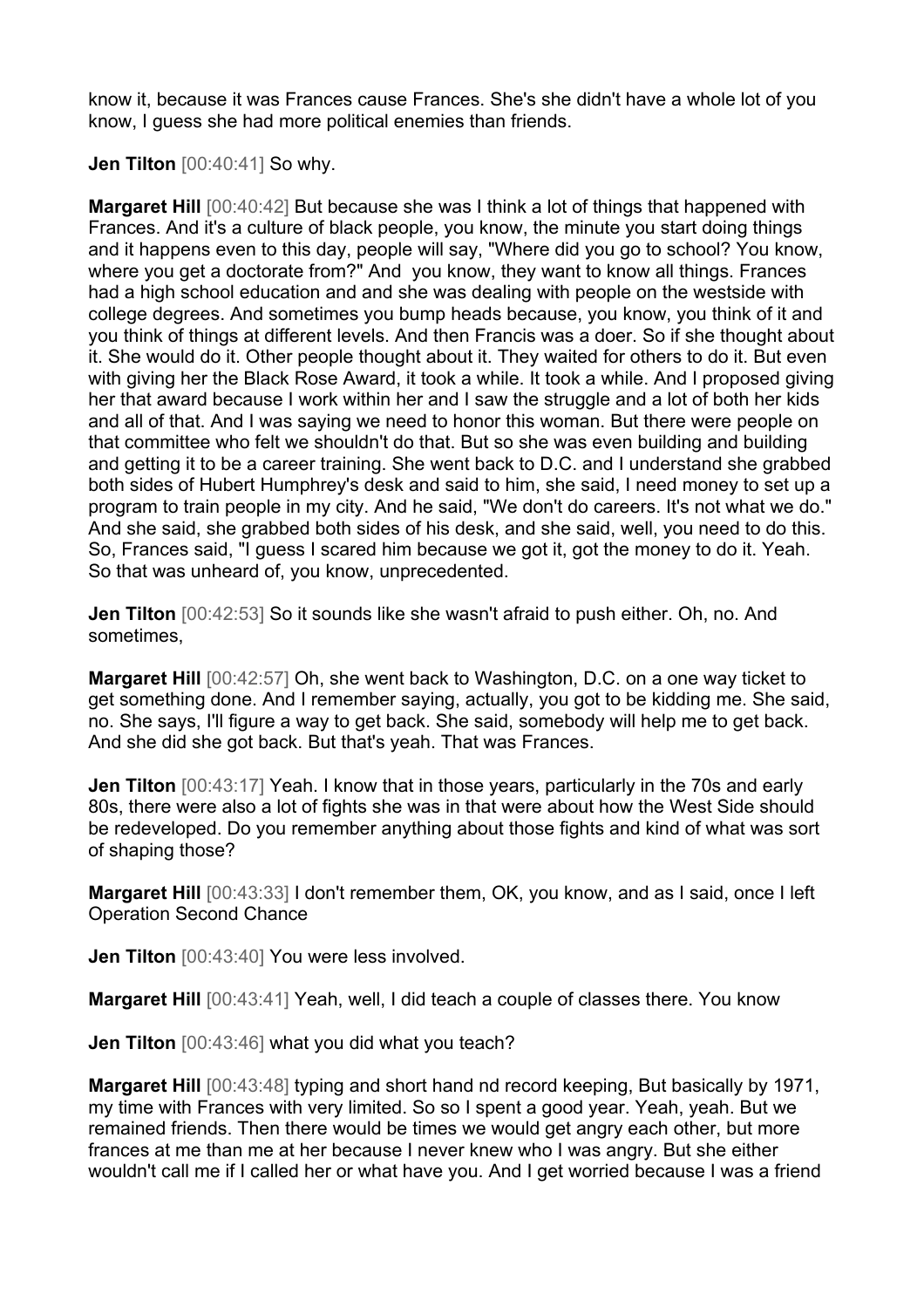know it, because it was Frances cause Frances. She's she didn't have a whole lot of you know, I guess she had more political enemies than friends.

**Jen Tilton** [00:40:41] So why.

**Margaret Hill** [00:40:42] But because she was I think a lot of things that happened with Frances. And it's a culture of black people, you know, the minute you start doing things and it happens even to this day, people will say, "Where did you go to school? You know, where you get a doctorate from?" And you know, they want to know all things. Frances had a high school education and and she was dealing with people on the westside with college degrees. And sometimes you bump heads because, you know, you think of it and you think of things at different levels. And then Francis was a doer. So if she thought about it. She would do it. Other people thought about it. They waited for others to do it. But even with giving her the Black Rose Award, it took a while. It took a while. And I proposed giving her that award because I work within her and I saw the struggle and a lot of both her kids and all of that. And I was saying we need to honor this woman. But there were people on that committee who felt we shouldn't do that. But so she was even building and building and getting it to be a career training. She went back to D.C. and I understand she grabbed both sides of Hubert Humphrey's desk and said to him, she said, I need money to set up a program to train people in my city. And he said, "We don't do careers. It's not what we do." And she said, she grabbed both sides of his desk, and she said, well, you need to do this. So, Frances said, "I guess I scared him because we got it, got the money to do it. Yeah. So that was unheard of, you know, unprecedented.

**Jen Tilton** [00:42:53] So it sounds like she wasn't afraid to push either. Oh, no. And sometimes,

**Margaret Hill** [00:42:57] Oh, she went back to Washington, D.C. on a one way ticket to get something done. And I remember saying, actually, you got to be kidding me. She said, no. She says, I'll figure a way to get back. She said, somebody will help me to get back. And she did she got back. But that's yeah. That was Frances.

**Jen Tilton** [00:43:17] Yeah. I know that in those years, particularly in the 70s and early 80s, there were also a lot of fights she was in that were about how the West Side should be redeveloped. Do you remember anything about those fights and kind of what was sort of shaping those?

**Margaret Hill** [00:43:33] I don't remember them, OK, you know, and as I said, once I left Operation Second Chance

**Jen Tilton** [00:43:40] You were less involved.

**Margaret Hill** [00:43:41] Yeah, well, I did teach a couple of classes there. You know

**Jen Tilton** [00:43:46] what you did what you teach?

**Margaret Hill** [00:43:48] typing and short hand nd record keeping, But basically by 1971, my time with Frances with very limited. So so I spent a good year. Yeah, yeah. But we remained friends. Then there would be times we would get angry each other, but more frances at me than me at her because I never knew who I was angry. But she either wouldn't call me if I called her or what have you. And I get worried because I was a friend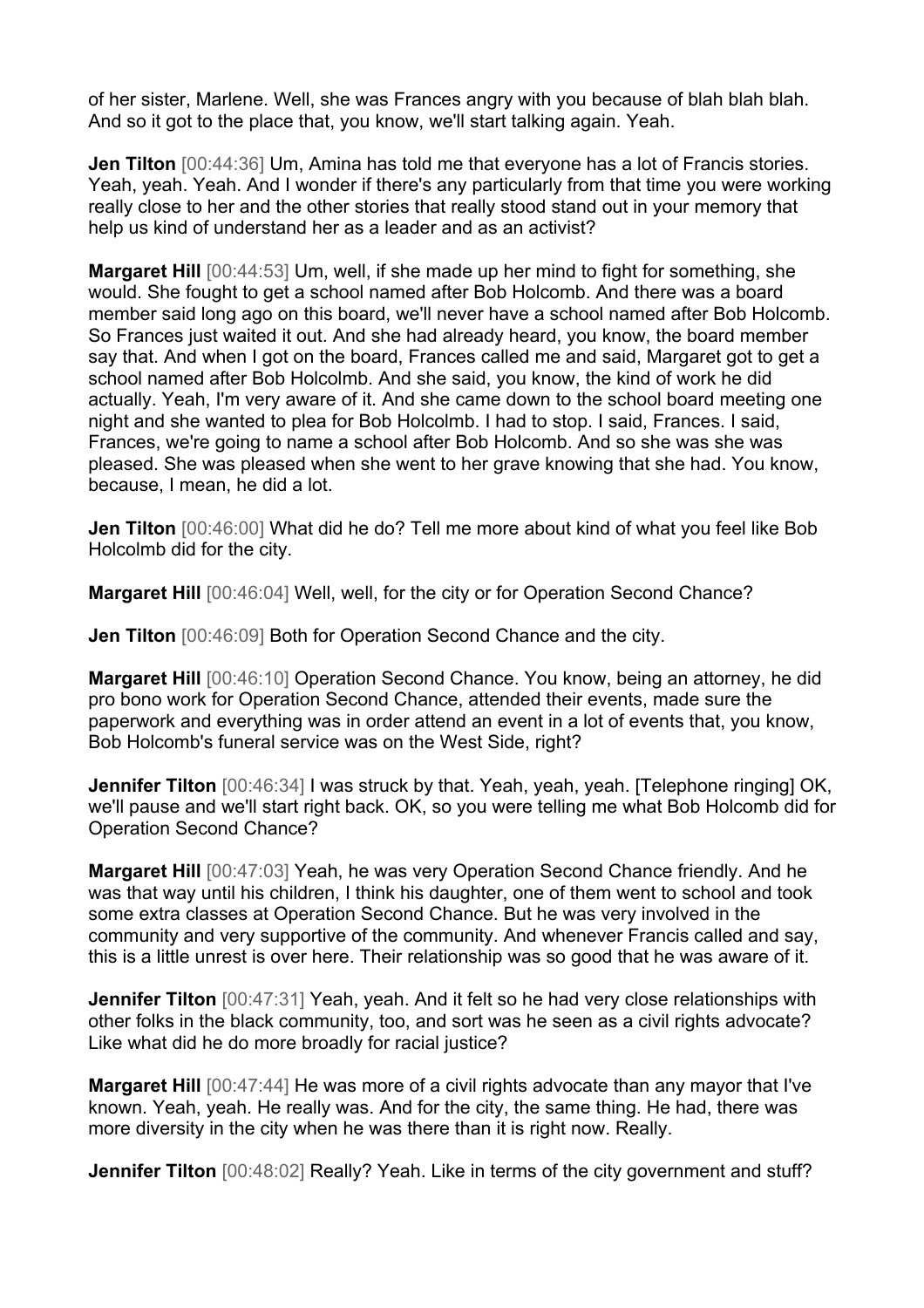of her sister, Marlene. Well, she was Frances angry with you because of blah blah blah. And so it got to the place that, you know, we'll start talking again. Yeah.

**Jen Tilton** [00:44:36] Um, Amina has told me that everyone has a lot of Francis stories. Yeah, yeah. Yeah. And I wonder if there's any particularly from that time you were working really close to her and the other stories that really stood stand out in your memory that help us kind of understand her as a leader and as an activist?

**Margaret Hill** [00:44:53] Um, well, if she made up her mind to fight for something, she would. She fought to get a school named after Bob Holcomb. And there was a board member said long ago on this board, we'll never have a school named after Bob Holcomb. So Frances just waited it out. And she had already heard, you know, the board member say that. And when I got on the board, Frances called me and said, Margaret got to get a school named after Bob Holcolmb. And she said, you know, the kind of work he did actually. Yeah, I'm very aware of it. And she came down to the school board meeting one night and she wanted to plea for Bob Holcolmb. I had to stop. I said, Frances. I said, Frances, we're going to name a school after Bob Holcomb. And so she was she was pleased. She was pleased when she went to her grave knowing that she had. You know, because, I mean, he did a lot.

**Jen Tilton** [00:46:00] What did he do? Tell me more about kind of what you feel like Bob Holcolmb did for the city.

**Margaret Hill** [00:46:04] Well, well, for the city or for Operation Second Chance?

**Jen Tilton** [00:46:09] Both for Operation Second Chance and the city.

**Margaret Hill** [00:46:10] Operation Second Chance. You know, being an attorney, he did pro bono work for Operation Second Chance, attended their events, made sure the paperwork and everything was in order attend an event in a lot of events that, you know, Bob Holcomb's funeral service was on the West Side, right?

**Jennifer Tilton** [00:46:34] I was struck by that. Yeah, yeah, yeah. [Telephone ringing] OK, we'll pause and we'll start right back. OK, so you were telling me what Bob Holcomb did for Operation Second Chance?

**Margaret Hill** [00:47:03] Yeah, he was very Operation Second Chance friendly. And he was that way until his children, I think his daughter, one of them went to school and took some extra classes at Operation Second Chance. But he was very involved in the community and very supportive of the community. And whenever Francis called and say, this is a little unrest is over here. Their relationship was so good that he was aware of it.

**Jennifer Tilton** [00:47:31] Yeah, yeah. And it felt so he had very close relationships with other folks in the black community, too, and sort was he seen as a civil rights advocate? Like what did he do more broadly for racial justice?

**Margaret Hill** [00:47:44] He was more of a civil rights advocate than any mayor that I've known. Yeah, yeah. He really was. And for the city, the same thing. He had, there was more diversity in the city when he was there than it is right now. Really.

**Jennifer Tilton** [00:48:02] Really? Yeah. Like in terms of the city government and stuff?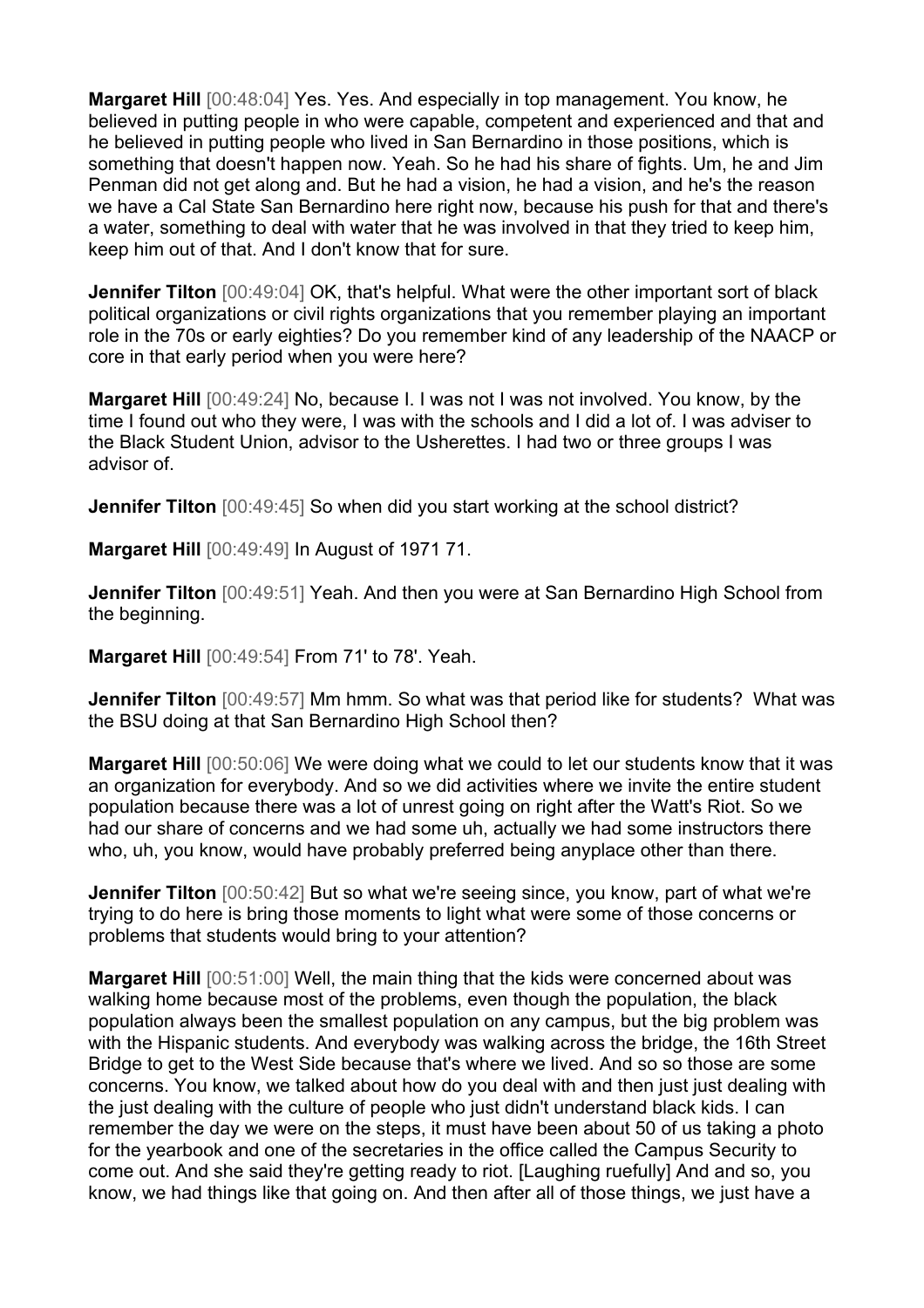**Margaret Hill** [00:48:04] Yes. Yes. And especially in top management. You know, he believed in putting people in who were capable, competent and experienced and that and he believed in putting people who lived in San Bernardino in those positions, which is something that doesn't happen now. Yeah. So he had his share of fights. Um, he and Jim Penman did not get along and. But he had a vision, he had a vision, and he's the reason we have a Cal State San Bernardino here right now, because his push for that and there's a water, something to deal with water that he was involved in that they tried to keep him, keep him out of that. And I don't know that for sure.

**Jennifer Tilton** [00:49:04] OK, that's helpful. What were the other important sort of black political organizations or civil rights organizations that you remember playing an important role in the 70s or early eighties? Do you remember kind of any leadership of the NAACP or core in that early period when you were here?

**Margaret Hill** [00:49:24] No, because I. I was not I was not involved. You know, by the time I found out who they were, I was with the schools and I did a lot of. I was adviser to the Black Student Union, advisor to the Usherettes. I had two or three groups I was advisor of.

**Jennifer Tilton** [00:49:45] So when did you start working at the school district?

**Margaret Hill** [00:49:49] In August of 1971 71.

**Jennifer Tilton** [00:49:51] Yeah. And then you were at San Bernardino High School from the beginning.

**Margaret Hill** [00:49:54] From 71' to 78'. Yeah.

**Jennifer Tilton** [00:49:57] Mm hmm. So what was that period like for students? What was the BSU doing at that San Bernardino High School then?

**Margaret Hill** [00:50:06] We were doing what we could to let our students know that it was an organization for everybody. And so we did activities where we invite the entire student population because there was a lot of unrest going on right after the Watt's Riot. So we had our share of concerns and we had some uh, actually we had some instructors there who, uh, you know, would have probably preferred being anyplace other than there.

**Jennifer Tilton** [00:50:42] But so what we're seeing since, you know, part of what we're trying to do here is bring those moments to light what were some of those concerns or problems that students would bring to your attention?

**Margaret Hill** [00:51:00] Well, the main thing that the kids were concerned about was walking home because most of the problems, even though the population, the black population always been the smallest population on any campus, but the big problem was with the Hispanic students. And everybody was walking across the bridge, the 16th Street Bridge to get to the West Side because that's where we lived. And so so those are some concerns. You know, we talked about how do you deal with and then just just dealing with the just dealing with the culture of people who just didn't understand black kids. I can remember the day we were on the steps, it must have been about 50 of us taking a photo for the yearbook and one of the secretaries in the office called the Campus Security to come out. And she said they're getting ready to riot. [Laughing ruefully] And and so, you know, we had things like that going on. And then after all of those things, we just have a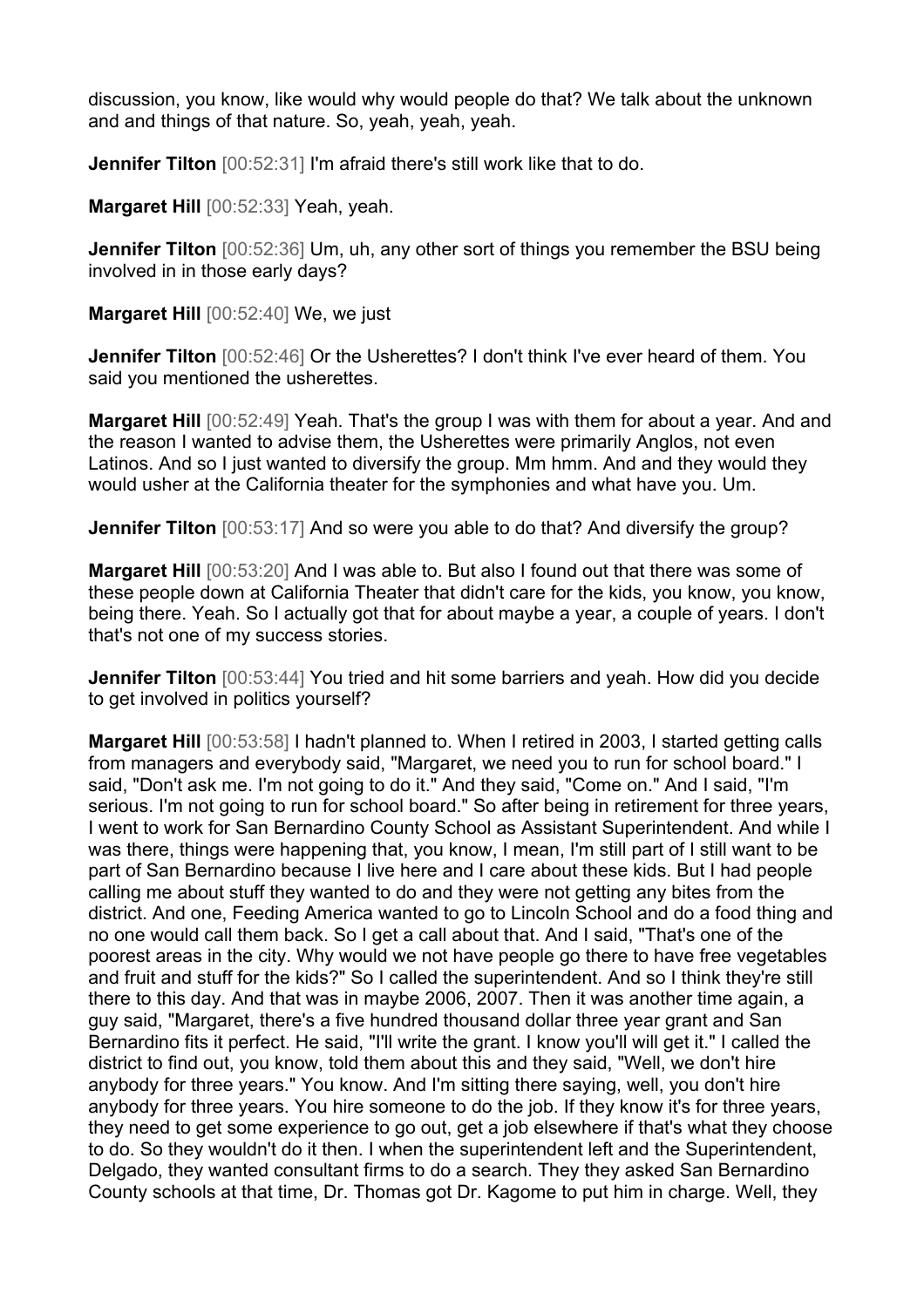discussion, you know, like would why would people do that? We talk about the unknown and and things of that nature. So, yeah, yeah, yeah.

**Jennifer Tilton** [00:52:31] I'm afraid there's still work like that to do.

**Margaret Hill** [00:52:33] Yeah, yeah.

**Jennifer Tilton** [00:52:36] Um, uh, any other sort of things you remember the BSU being involved in in those early days?

**Margaret Hill** [00:52:40] We, we just

**Jennifer Tilton** [00:52:46] Or the Usherettes? I don't think I've ever heard of them. You said you mentioned the usherettes.

**Margaret Hill** [00:52:49] Yeah. That's the group I was with them for about a year. And and the reason I wanted to advise them, the Usherettes were primarily Anglos, not even Latinos. And so I just wanted to diversify the group. Mm hmm. And and they would they would usher at the California theater for the symphonies and what have you. Um.

**Jennifer Tilton** [00:53:17] And so were you able to do that? And diversify the group?

**Margaret Hill** [00:53:20] And I was able to. But also I found out that there was some of these people down at California Theater that didn't care for the kids, you know, you know, being there. Yeah. So I actually got that for about maybe a year, a couple of years. I don't that's not one of my success stories.

**Jennifer Tilton** [00:53:44] You tried and hit some barriers and yeah. How did you decide to get involved in politics yourself?

**Margaret Hill** [00:53:58] I hadn't planned to. When I retired in 2003, I started getting calls from managers and everybody said, "Margaret, we need you to run for school board." I said, "Don't ask me. I'm not going to do it." And they said, "Come on." And I said, "I'm serious. I'm not going to run for school board." So after being in retirement for three years, I went to work for San Bernardino County School as Assistant Superintendent. And while I was there, things were happening that, you know, I mean, I'm still part of I still want to be part of San Bernardino because I live here and I care about these kids. But I had people calling me about stuff they wanted to do and they were not getting any bites from the district. And one, Feeding America wanted to go to Lincoln School and do a food thing and no one would call them back. So I get a call about that. And I said, "That's one of the poorest areas in the city. Why would we not have people go there to have free vegetables and fruit and stuff for the kids?" So I called the superintendent. And so I think they're still there to this day. And that was in maybe 2006, 2007. Then it was another time again, a guy said, "Margaret, there's a five hundred thousand dollar three year grant and San Bernardino fits it perfect. He said, "I'll write the grant. I know you'll will get it." I called the district to find out, you know, told them about this and they said, "Well, we don't hire anybody for three years." You know. And I'm sitting there saying, well, you don't hire anybody for three years. You hire someone to do the job. If they know it's for three years, they need to get some experience to go out, get a job elsewhere if that's what they choose to do. So they wouldn't do it then. I when the superintendent left and the Superintendent, Delgado, they wanted consultant firms to do a search. They they asked San Bernardino County schools at that time, Dr. Thomas got Dr. Kagome to put him in charge. Well, they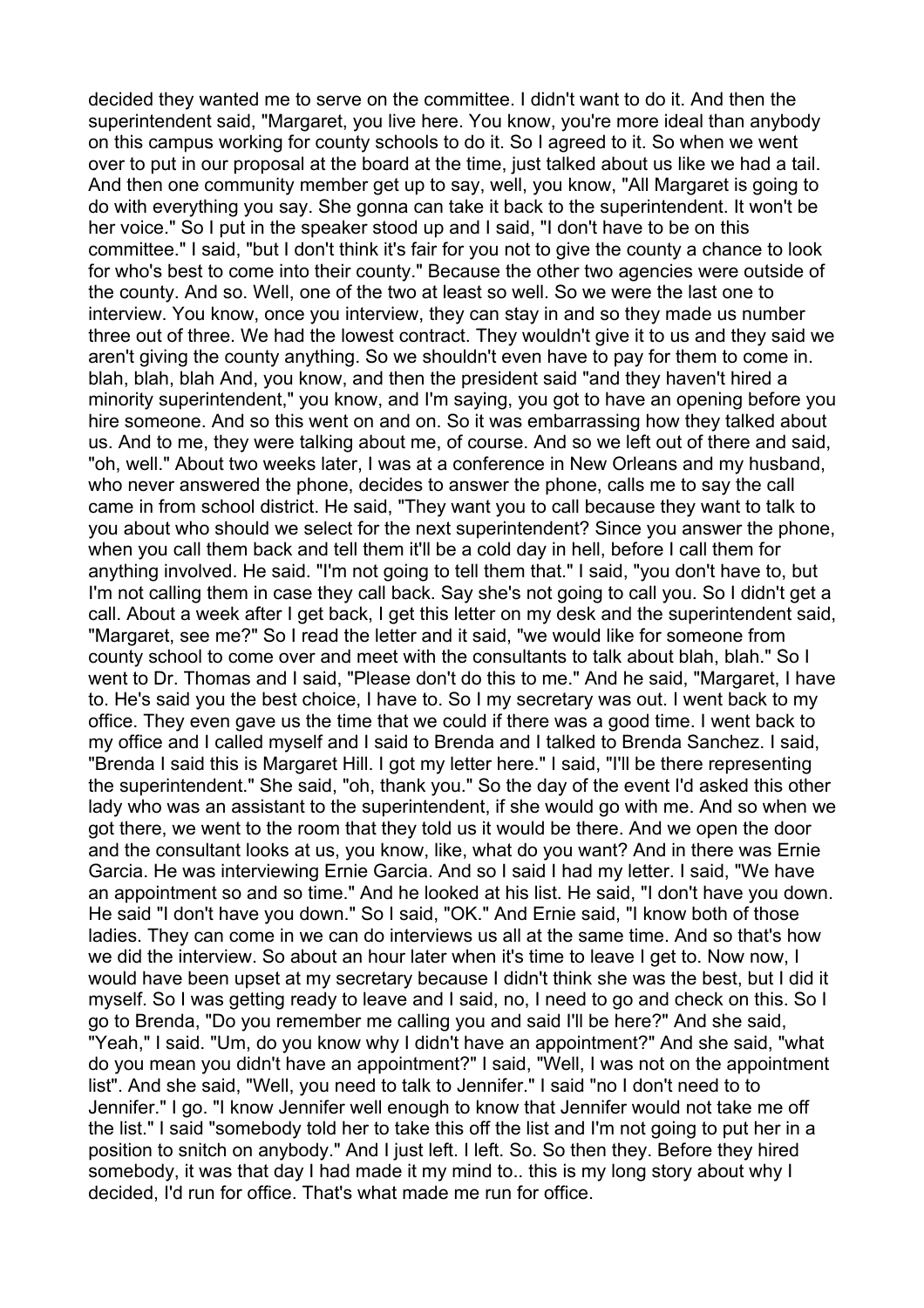decided they wanted me to serve on the committee. I didn't want to do it. And then the superintendent said, "Margaret, you live here. You know, you're more ideal than anybody on this campus working for county schools to do it. So I agreed to it. So when we went over to put in our proposal at the board at the time, just talked about us like we had a tail. And then one community member get up to say, well, you know, "All Margaret is going to do with everything you say. She gonna can take it back to the superintendent. It won't be her voice." So I put in the speaker stood up and I said, "I don't have to be on this committee." I said, "but I don't think it's fair for you not to give the county a chance to look for who's best to come into their county." Because the other two agencies were outside of the county. And so. Well, one of the two at least so well. So we were the last one to interview. You know, once you interview, they can stay in and so they made us number three out of three. We had the lowest contract. They wouldn't give it to us and they said we aren't giving the county anything. So we shouldn't even have to pay for them to come in. blah, blah, blah And, you know, and then the president said "and they haven't hired a minority superintendent," you know, and I'm saying, you got to have an opening before you hire someone. And so this went on and on. So it was embarrassing how they talked about us. And to me, they were talking about me, of course. And so we left out of there and said, "oh, well." About two weeks later, I was at a conference in New Orleans and my husband, who never answered the phone, decides to answer the phone, calls me to say the call came in from school district. He said, "They want you to call because they want to talk to you about who should we select for the next superintendent? Since you answer the phone, when you call them back and tell them it'll be a cold day in hell, before I call them for anything involved. He said. "I'm not going to tell them that." I said, "you don't have to, but I'm not calling them in case they call back. Say she's not going to call you. So I didn't get a call. About a week after I get back, I get this letter on my desk and the superintendent said, "Margaret, see me?" So I read the letter and it said, "we would like for someone from county school to come over and meet with the consultants to talk about blah, blah." So I went to Dr. Thomas and I said, "Please don't do this to me." And he said, "Margaret, I have to. He's said you the best choice, I have to. So I my secretary was out. I went back to my office. They even gave us the time that we could if there was a good time. I went back to my office and I called myself and I said to Brenda and I talked to Brenda Sanchez. I said, "Brenda I said this is Margaret Hill. I got my letter here." I said, "I'll be there representing the superintendent." She said, "oh, thank you." So the day of the event I'd asked this other lady who was an assistant to the superintendent, if she would go with me. And so when we got there, we went to the room that they told us it would be there. And we open the door and the consultant looks at us, you know, like, what do you want? And in there was Ernie Garcia. He was interviewing Ernie Garcia. And so I said I had my letter. I said, "We have an appointment so and so time." And he looked at his list. He said, "I don't have you down. He said "I don't have you down." So I said, "OK." And Ernie said, "I know both of those ladies. They can come in we can do interviews us all at the same time. And so that's how we did the interview. So about an hour later when it's time to leave I get to. Now now, I would have been upset at my secretary because I didn't think she was the best, but I did it myself. So I was getting ready to leave and I said, no, I need to go and check on this. So I go to Brenda, "Do you remember me calling you and said I'll be here?" And she said, "Yeah," I said. "Um, do you know why I didn't have an appointment?" And she said, "what do you mean you didn't have an appointment?" I said, "Well, I was not on the appointment list". And she said, "Well, you need to talk to Jennifer." I said "no I don't need to to Jennifer." I go. "I know Jennifer well enough to know that Jennifer would not take me off the list." I said "somebody told her to take this off the list and I'm not going to put her in a position to snitch on anybody." And I just left. I left. So. So then they. Before they hired somebody, it was that day I had made it my mind to.. this is my long story about why I decided, I'd run for office. That's what made me run for office.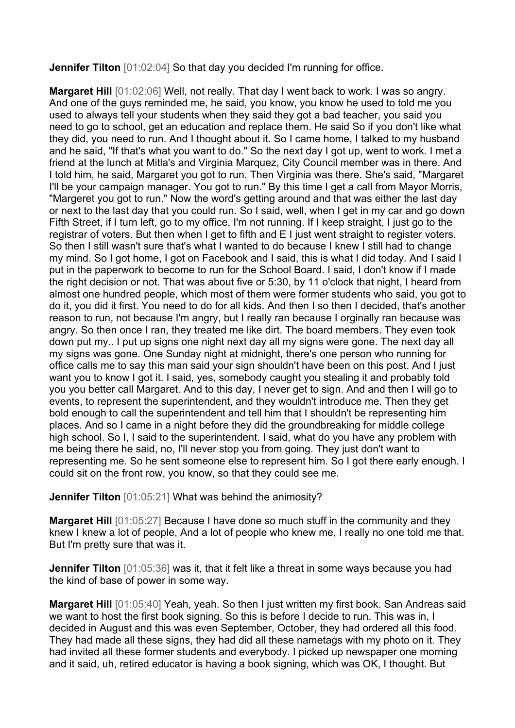**Jennifer Tilton** [01:02:04] So that day you decided I'm running for office.

**Margaret Hill** [01:02:06] Well, not really. That day I went back to work. I was so angry. And one of the guys reminded me, he said, you know, you know he used to told me you used to always tell your students when they said they got a bad teacher, you said you need to go to school, get an education and replace them. He said So if you don't like what they did, you need to run. And I thought about it. So I came home, I talked to my husband and he said, "If that's what you want to do." So the next day I got up, went to work. I met a friend at the lunch at Mitla's and Virginia Marquez, City Council member was in there. And I told him, he said, Margaret you got to run. Then Virginia was there. She's said, "Margaret I'll be your campaign manager. You got to run." By this time I get a call from Mayor Morris, "Margeret you got to run." Now the word's getting around and that was either the last day or next to the last day that you could run. So I said, well, when I get in my car and go down Fifth Street, if I turn left, go to my office, I'm not running. If I keep straight, I just go to the registrar of voters. But then when I get to fifth and E I just went straight to register voters. So then I still wasn't sure that's what I wanted to do because I knew I still had to change my mind. So I got home, I got on Facebook and I said, this is what I did today. And I said I put in the paperwork to become to run for the School Board. I said, I don't know if I made the right decision or not. That was about five or 5:30, by 11 o'clock that night, I heard from almost one hundred people, which most of them were former students who said, you got to do it, you did it first. You need to do for all kids. And then I so then I decided, that's another reason to run, not because I'm angry, but I really ran because I orginally ran because was angry. So then once I ran, they treated me like dirt. The board members. They even took down put my.. I put up signs one night next day all my signs were gone. The next day all my signs was gone. One Sunday night at midnight, there's one person who running for office calls me to say this man said your sign shouldn't have been on this post. And I just want you to know I got it. I said, yes, somebody caught you stealing it and probably told you you better call Margaret. And to this day, I never get to sign. And and then I will go to events, to represent the superintendent, and they wouldn't introduce me. Then they get bold enough to call the superintendent and tell him that I shouldn't be representing him places. And so I came in a night before they did the groundbreaking for middle college high school. So I, I said to the superintendent. I said, what do you have any problem with me being there he said, no, I'll never stop you from going. They just don't want to representing me. So he sent someone else to represent him. So I got there early enough. I could sit on the front row, you know, so that they could see me.

**Jennifer Tilton** [01:05:21] What was behind the animosity?

**Margaret Hill** [01:05:27] Because I have done so much stuff in the community and they knew I knew a lot of people, And a lot of people who knew me, I really no one told me that. But I'm pretty sure that was it.

**Jennifer Tilton** [01:05:36] was it, that it felt like a threat in some ways because you had the kind of base of power in some way.

**Margaret Hill** [01:05:40] Yeah, yeah. So then I just written my first book. San Andreas said we want to host the first book signing. So this is before I decide to run. This was in, I decided in August and this was even September, October, they had ordered all this food. They had made all these signs, they had did all these nametags with my photo on it. They had invited all these former students and everybody. I picked up newspaper one morning and it said, uh, retired educator is having a book signing, which was OK, I thought. But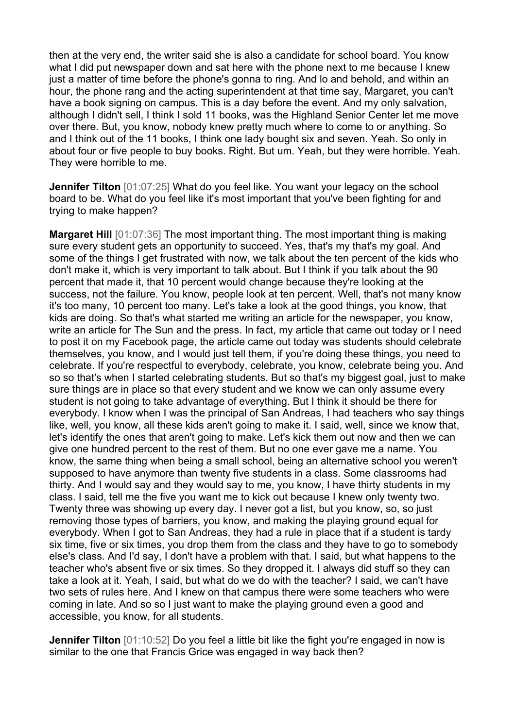then at the very end, the writer said she is also a candidate for school board. You know what I did put newspaper down and sat here with the phone next to me because I knew just a matter of time before the phone's gonna to ring. And lo and behold, and within an hour, the phone rang and the acting superintendent at that time say, Margaret, you can't have a book signing on campus. This is a day before the event. And my only salvation, although I didn't sell, I think I sold 11 books, was the Highland Senior Center let me move over there. But, you know, nobody knew pretty much where to come to or anything. So and I think out of the 11 books, I think one lady bought six and seven. Yeah. So only in about four or five people to buy books. Right. But um. Yeah, but they were horrible. Yeah. They were horrible to me.

**Jennifer Tilton** [01:07:25] What do you feel like. You want your legacy on the school board to be. What do you feel like it's most important that you've been fighting for and trying to make happen?

**Margaret Hill** [01:07:36] The most important thing. The most important thing is making sure every student gets an opportunity to succeed. Yes, that's my that's my goal. And some of the things I get frustrated with now, we talk about the ten percent of the kids who don't make it, which is very important to talk about. But I think if you talk about the 90 percent that made it, that 10 percent would change because they're looking at the success, not the failure. You know, people look at ten percent. Well, that's not many know it's too many, 10 percent too many. Let's take a look at the good things, you know, that kids are doing. So that's what started me writing an article for the newspaper, you know, write an article for The Sun and the press. In fact, my article that came out today or I need to post it on my Facebook page, the article came out today was students should celebrate themselves, you know, and I would just tell them, if you're doing these things, you need to celebrate. If you're respectful to everybody, celebrate, you know, celebrate being you. And so so that's when I started celebrating students. But so that's my biggest goal, just to make sure things are in place so that every student and we know we can only assume every student is not going to take advantage of everything. But I think it should be there for everybody. I know when I was the principal of San Andreas, I had teachers who say things like, well, you know, all these kids aren't going to make it. I said, well, since we know that, let's identify the ones that aren't going to make. Let's kick them out now and then we can give one hundred percent to the rest of them. But no one ever gave me a name. You know, the same thing when being a small school, being an alternative school you weren't supposed to have anymore than twenty five students in a class. Some classrooms had thirty. And I would say and they would say to me, you know, I have thirty students in my class. I said, tell me the five you want me to kick out because I knew only twenty two. Twenty three was showing up every day. I never got a list, but you know, so, so just removing those types of barriers, you know, and making the playing ground equal for everybody. When I got to San Andreas, they had a rule in place that if a student is tardy six time, five or six times, you drop them from the class and they have to go to somebody else's class. And I'd say, I don't have a problem with that. I said, but what happens to the teacher who's absent five or six times. So they dropped it. I always did stuff so they can take a look at it. Yeah, I said, but what do we do with the teacher? I said, we can't have two sets of rules here. And I knew on that campus there were some teachers who were coming in late. And so so I just want to make the playing ground even a good and accessible, you know, for all students.

**Jennifer Tilton** [01:10:52] Do you feel a little bit like the fight you're engaged in now is similar to the one that Francis Grice was engaged in way back then?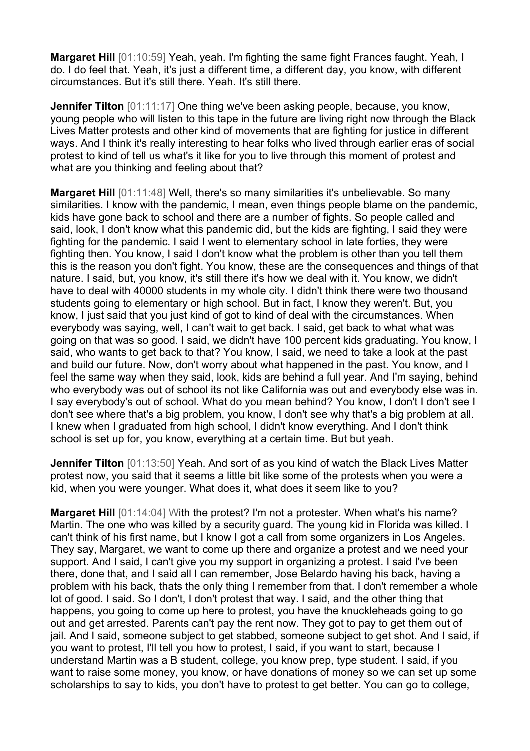**Margaret Hill** [01:10:59] Yeah, yeah. I'm fighting the same fight Frances faught. Yeah, I do. I do feel that. Yeah, it's just a different time, a different day, you know, with different circumstances. But it's still there. Yeah. It's still there.

**Jennifer Tilton** [01:11:17] One thing we've been asking people, because, you know, young people who will listen to this tape in the future are living right now through the Black Lives Matter protests and other kind of movements that are fighting for justice in different ways. And I think it's really interesting to hear folks who lived through earlier eras of social protest to kind of tell us what's it like for you to live through this moment of protest and what are you thinking and feeling about that?

**Margaret Hill** [01:11:48] Well, there's so many similarities it's unbelievable. So many similarities. I know with the pandemic, I mean, even things people blame on the pandemic, kids have gone back to school and there are a number of fights. So people called and said, look, I don't know what this pandemic did, but the kids are fighting, I said they were fighting for the pandemic. I said I went to elementary school in late forties, they were fighting then. You know, I said I don't know what the problem is other than you tell them this is the reason you don't fight. You know, these are the consequences and things of that nature. I said, but, you know, it's still there it's how we deal with it. You know, we didn't have to deal with 40000 students in my whole city. I didn't think there were two thousand students going to elementary or high school. But in fact, I know they weren't. But, you know, I just said that you just kind of got to kind of deal with the circumstances. When everybody was saying, well, I can't wait to get back. I said, get back to what what was going on that was so good. I said, we didn't have 100 percent kids graduating. You know, I said, who wants to get back to that? You know, I said, we need to take a look at the past and build our future. Now, don't worry about what happened in the past. You know, and I feel the same way when they said, look, kids are behind a full year. And I'm saying, behind who everybody was out of school its not like California was out and everybody else was in. I say everybody's out of school. What do you mean behind? You know, I don't I don't see I don't see where that's a big problem, you know, I don't see why that's a big problem at all. I knew when I graduated from high school, I didn't know everything. And I don't think school is set up for, you know, everything at a certain time. But but yeah.

**Jennifer Tilton** [01:13:50] Yeah. And sort of as you kind of watch the Black Lives Matter protest now, you said that it seems a little bit like some of the protests when you were a kid, when you were younger. What does it, what does it seem like to you?

**Margaret Hill** [01:14:04] With the protest? I'm not a protester. When what's his name? Martin. The one who was killed by a security guard. The young kid in Florida was killed. I can't think of his first name, but I know I got a call from some organizers in Los Angeles. They say, Margaret, we want to come up there and organize a protest and we need your support. And I said, I can't give you my support in organizing a protest. I said I've been there, done that, and I said all I can remember, Jose Belardo having his back, having a problem with his back, thats the only thing I remember from that. I don't remember a whole lot of good. I said. So I don't, I don't protest that way. I said, and the other thing that happens, you going to come up here to protest, you have the knuckleheads going to go out and get arrested. Parents can't pay the rent now. They got to pay to get them out of jail. And I said, someone subject to get stabbed, someone subject to get shot. And I said, if you want to protest, I'll tell you how to protest, I said, if you want to start, because I understand Martin was a B student, college, you know prep, type student. I said, if you want to raise some money, you know, or have donations of money so we can set up some scholarships to say to kids, you don't have to protest to get better. You can go to college,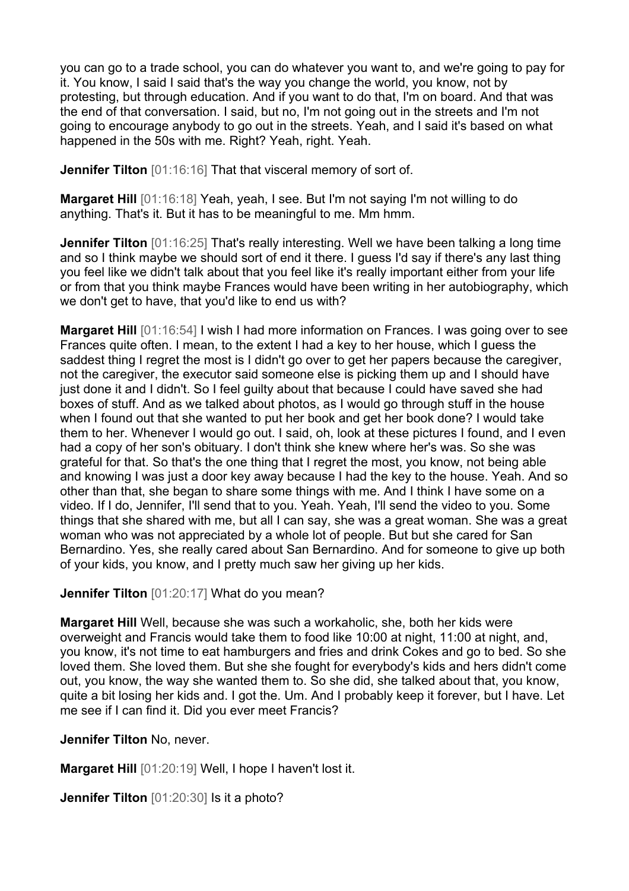you can go to a trade school, you can do whatever you want to, and we're going to pay for it. You know, I said I said that's the way you change the world, you know, not by protesting, but through education. And if you want to do that, I'm on board. And that was the end of that conversation. I said, but no, I'm not going out in the streets and I'm not going to encourage anybody to go out in the streets. Yeah, and I said it's based on what happened in the 50s with me. Right? Yeah, right. Yeah.

**Jennifer Tilton** [01:16:16] That that visceral memory of sort of.

**Margaret Hill** [01:16:18] Yeah, yeah, I see. But I'm not saying I'm not willing to do anything. That's it. But it has to be meaningful to me. Mm hmm.

**Jennifer Tilton** [01:16:25] That's really interesting. Well we have been talking a long time and so I think maybe we should sort of end it there. I guess I'd say if there's any last thing you feel like we didn't talk about that you feel like it's really important either from your life or from that you think maybe Frances would have been writing in her autobiography, which we don't get to have, that you'd like to end us with?

**Margaret Hill** [01:16:54] I wish I had more information on Frances. I was going over to see Frances quite often. I mean, to the extent I had a key to her house, which I guess the saddest thing I regret the most is I didn't go over to get her papers because the caregiver, not the caregiver, the executor said someone else is picking them up and I should have just done it and I didn't. So I feel guilty about that because I could have saved she had boxes of stuff. And as we talked about photos, as I would go through stuff in the house when I found out that she wanted to put her book and get her book done? I would take them to her. Whenever I would go out. I said, oh, look at these pictures I found, and I even had a copy of her son's obituary. I don't think she knew where her's was. So she was grateful for that. So that's the one thing that I regret the most, you know, not being able and knowing I was just a door key away because I had the key to the house. Yeah. And so other than that, she began to share some things with me. And I think I have some on a video. If I do, Jennifer, I'll send that to you. Yeah. Yeah, I'll send the video to you. Some things that she shared with me, but all I can say, she was a great woman. She was a great woman who was not appreciated by a whole lot of people. But but she cared for San Bernardino. Yes, she really cared about San Bernardino. And for someone to give up both of your kids, you know, and I pretty much saw her giving up her kids.

**Jennifer Tilton** [01:20:17] What do you mean?

**Margaret Hill** Well, because she was such a workaholic, she, both her kids were overweight and Francis would take them to food like 10:00 at night, 11:00 at night, and, you know, it's not time to eat hamburgers and fries and drink Cokes and go to bed. So she loved them. She loved them. But she she fought for everybody's kids and hers didn't come out, you know, the way she wanted them to. So she did, she talked about that, you know, quite a bit losing her kids and. I got the. Um. And I probably keep it forever, but I have. Let me see if I can find it. Did you ever meet Francis?

**Jennifer Tilton** No, never.

**Margaret Hill** [01:20:19] Well, I hope I haven't lost it.

**Jennifer Tilton** [01:20:30] Is it a photo?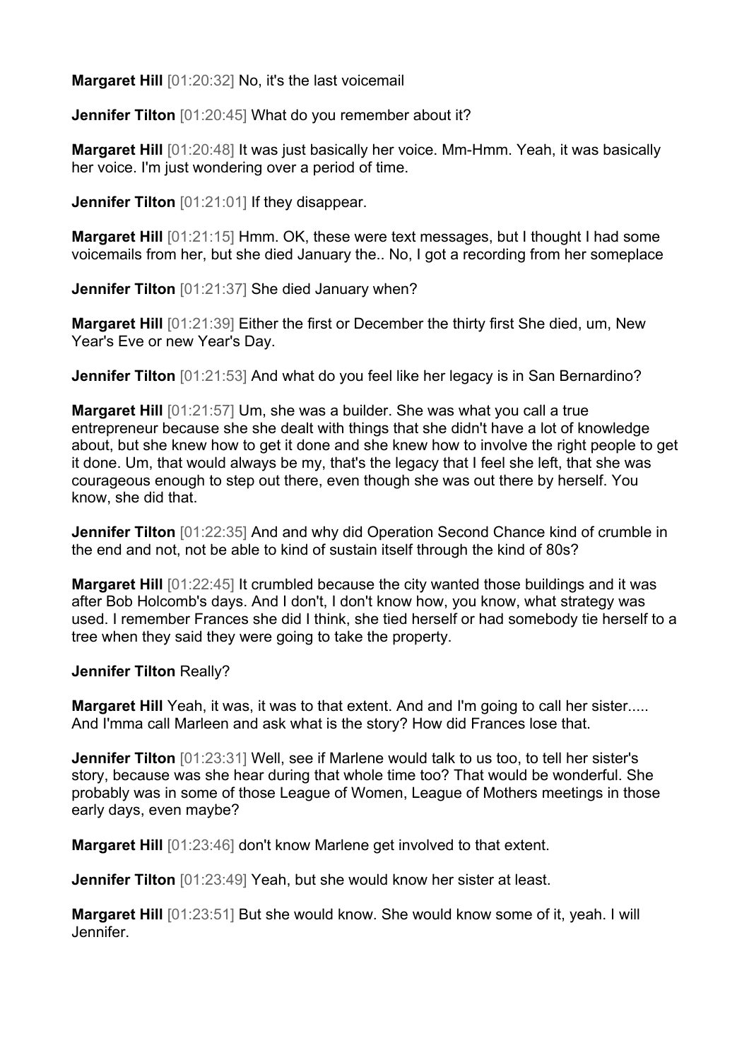**Margaret Hill** [01:20:32] No, it's the last voicemail

**Jennifer Tilton** [01:20:45] What do you remember about it?

**Margaret Hill** [01:20:48] It was just basically her voice. Mm-Hmm. Yeah, it was basically her voice. I'm just wondering over a period of time.

**Jennifer Tilton** [01:21:01] If they disappear.

**Margaret Hill** [01:21:15] Hmm. OK, these were text messages, but I thought I had some voicemails from her, but she died January the.. No, I got a recording from her someplace

**Jennifer Tilton** [01:21:37] She died January when?

**Margaret Hill** [01:21:39] Either the first or December the thirty first She died, um, New Year's Eve or new Year's Day.

**Jennifer Tilton** [01:21:53] And what do you feel like her legacy is in San Bernardino?

**Margaret Hill** [01:21:57] Um, she was a builder. She was what you call a true entrepreneur because she she dealt with things that she didn't have a lot of knowledge about, but she knew how to get it done and she knew how to involve the right people to get it done. Um, that would always be my, that's the legacy that I feel she left, that she was courageous enough to step out there, even though she was out there by herself. You know, she did that.

**Jennifer Tilton** [01:22:35] And and why did Operation Second Chance kind of crumble in the end and not, not be able to kind of sustain itself through the kind of 80s?

**Margaret Hill** [01:22:45] It crumbled because the city wanted those buildings and it was after Bob Holcomb's days. And I don't, I don't know how, you know, what strategy was used. I remember Frances she did I think, she tied herself or had somebody tie herself to a tree when they said they were going to take the property.

**Jennifer Tilton** Really?

**Margaret Hill** Yeah, it was, it was to that extent. And and I'm going to call her sister..... And I'mma call Marleen and ask what is the story? How did Frances lose that.

**Jennifer Tilton** [01:23:31] Well, see if Marlene would talk to us too, to tell her sister's story, because was she hear during that whole time too? That would be wonderful. She probably was in some of those League of Women, League of Mothers meetings in those early days, even maybe?

**Margaret Hill** [01:23:46] don't know Marlene get involved to that extent.

**Jennifer Tilton** [01:23:49] Yeah, but she would know her sister at least.

**Margaret Hill** [01:23:51] But she would know. She would know some of it, yeah. I will Jennifer.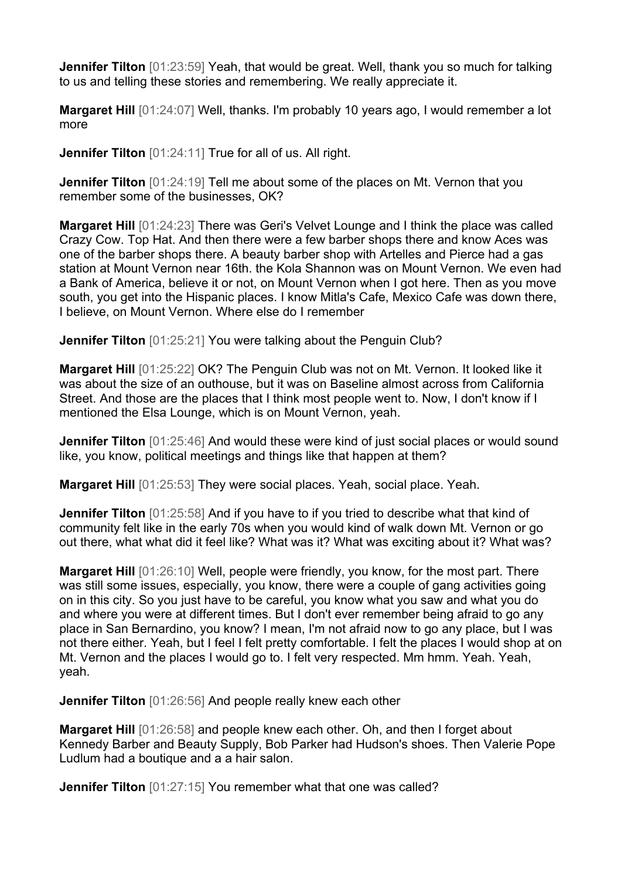**Jennifer Tilton** [01:23:59] Yeah, that would be great. Well, thank you so much for talking to us and telling these stories and remembering. We really appreciate it.

**Margaret Hill** [01:24:07] Well, thanks. I'm probably 10 years ago, I would remember a lot more

**Jennifer Tilton** [01:24:11] True for all of us. All right.

**Jennifer Tilton** [01:24:19] Tell me about some of the places on Mt. Vernon that you remember some of the businesses, OK?

**Margaret Hill** [01:24:23] There was Geri's Velvet Lounge and I think the place was called Crazy Cow. Top Hat. And then there were a few barber shops there and know Aces was one of the barber shops there. A beauty barber shop with Artelles and Pierce had a gas station at Mount Vernon near 16th. the Kola Shannon was on Mount Vernon. We even had a Bank of America, believe it or not, on Mount Vernon when I got here. Then as you move south, you get into the Hispanic places. I know Mitla's Cafe, Mexico Cafe was down there, I believe, on Mount Vernon. Where else do I remember

**Jennifer Tilton** [01:25:21] You were talking about the Penguin Club?

**Margaret Hill** [01:25:22] OK? The Penguin Club was not on Mt. Vernon. It looked like it was about the size of an outhouse, but it was on Baseline almost across from California Street. And those are the places that I think most people went to. Now, I don't know if I mentioned the Elsa Lounge, which is on Mount Vernon, yeah.

**Jennifer Tilton** [01:25:46] And would these were kind of just social places or would sound like, you know, political meetings and things like that happen at them?

**Margaret Hill** [01:25:53] They were social places. Yeah, social place. Yeah.

**Jennifer Tilton** [01:25:58] And if you have to if you tried to describe what that kind of community felt like in the early 70s when you would kind of walk down Mt. Vernon or go out there, what what did it feel like? What was it? What was exciting about it? What was?

**Margaret Hill** [01:26:10] Well, people were friendly, you know, for the most part. There was still some issues, especially, you know, there were a couple of gang activities going on in this city. So you just have to be careful, you know what you saw and what you do and where you were at different times. But I don't ever remember being afraid to go any place in San Bernardino, you know? I mean, I'm not afraid now to go any place, but I was not there either. Yeah, but I feel I felt pretty comfortable. I felt the places I would shop at on Mt. Vernon and the places I would go to. I felt very respected. Mm hmm. Yeah. Yeah, yeah.

**Jennifer Tilton** [01:26:56] And people really knew each other

**Margaret Hill** [01:26:58] and people knew each other. Oh, and then I forget about Kennedy Barber and Beauty Supply, Bob Parker had Hudson's shoes. Then Valerie Pope Ludlum had a boutique and a a hair salon.

**Jennifer Tilton** [01:27:15] You remember what that one was called?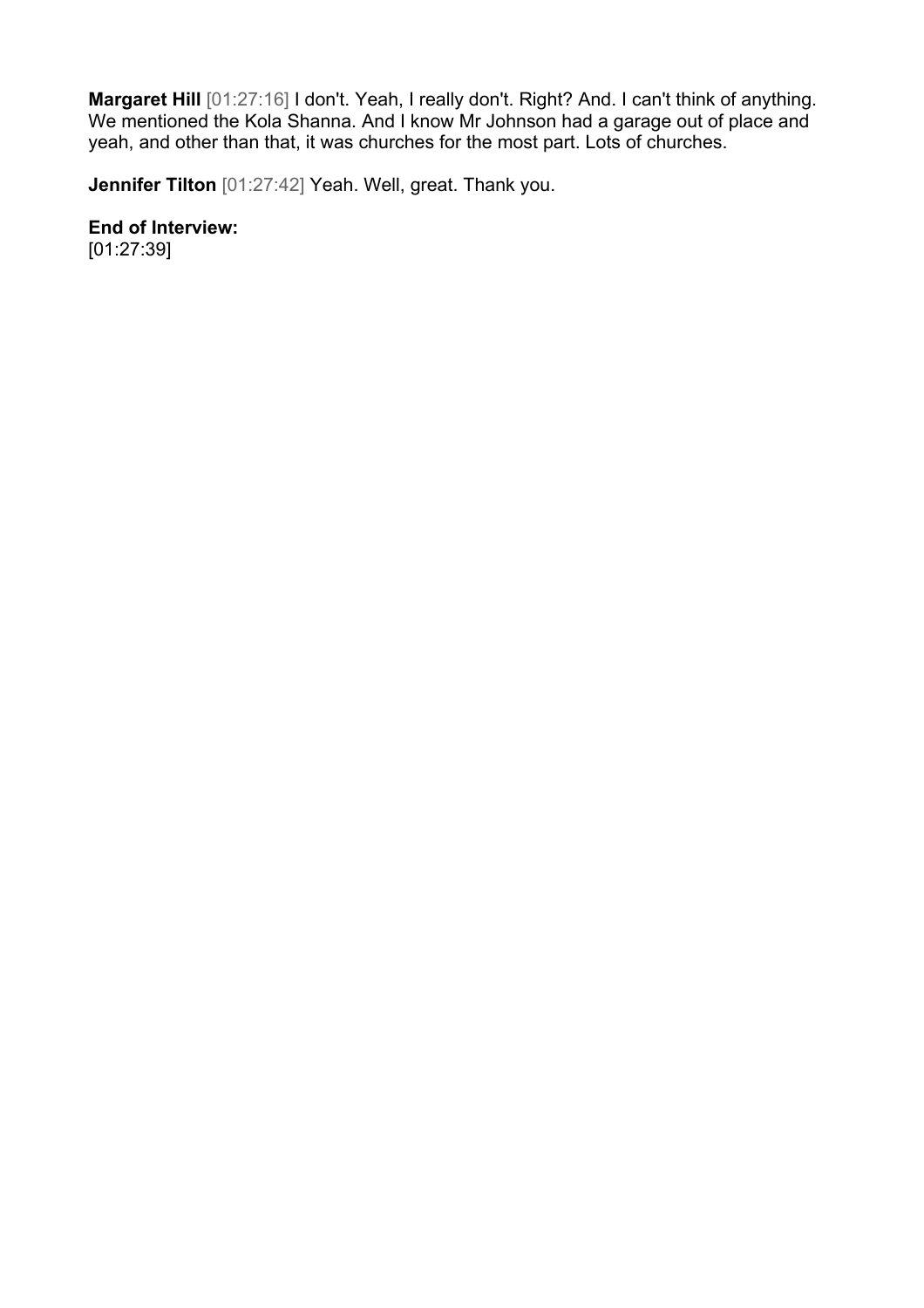**Margaret Hill** [01:27:16] I don't. Yeah, I really don't. Right? And. I can't think of anything. We mentioned the Kola Shanna. And I know Mr Johnson had a garage out of place and yeah, and other than that, it was churches for the most part. Lots of churches.

**Jennifer Tilton** [01:27:42] Yeah. Well, great. Thank you.

**End of Interview:**
[01:27:39]